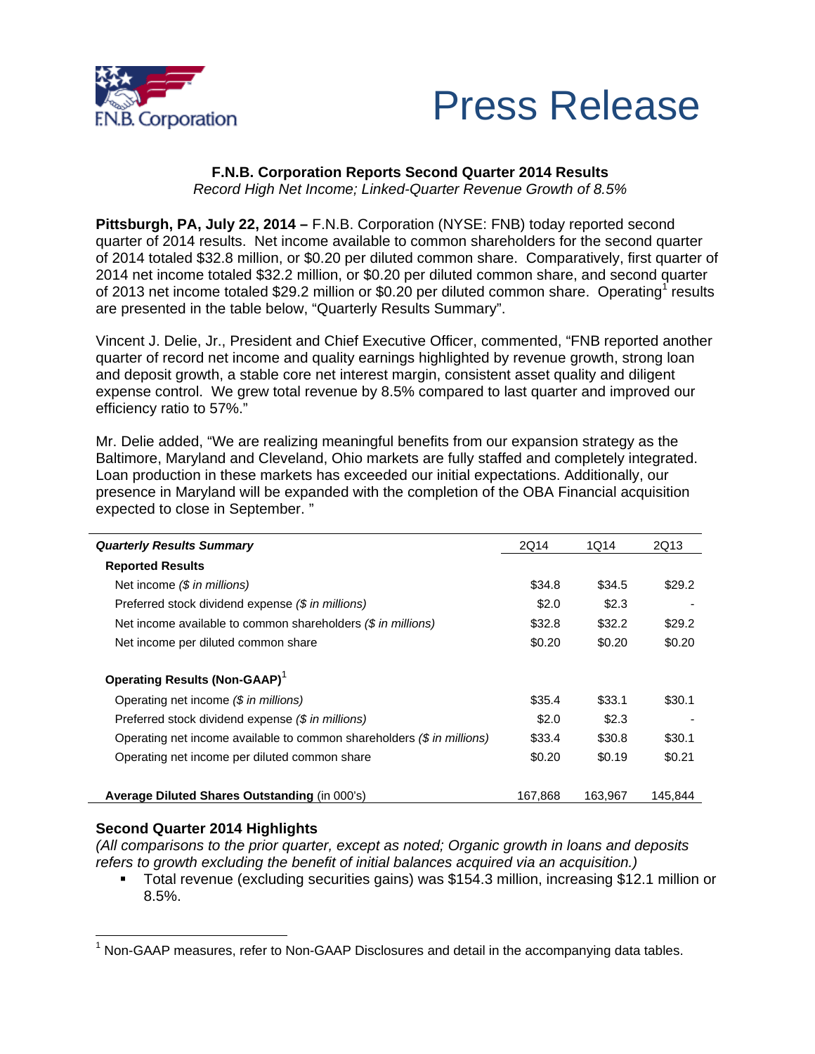F.N.B. Corporation

# Press Release

## F.N.B. Corporation Reports Second Quarter 2014 Results

*Record High Net Income; Linked-Quarter Revenue Growth of 8.5%*

**Pittsburgh, PA, July 22, 2014 –** F.N.B. Corporation (NYSE: FNB) today reported second quarter of 2014 results. Net income available to common shareholders for the second quarter of 2014 totaled $32.8 million, or $0.20 per diluted common share. Comparatively, first quarter of 2014 net income totaled $32.2 million, or $0.20 per diluted common share, and second quarter of 2013 net income totaled $29.2 million or $0.20 per diluted common share. Operating[1] results are presented in the table below, "Quarterly Results Summary".

Vincent J. Delie, Jr., President and Chief Executive Officer, commented, "FNB reported another quarter of record net income and quality earnings highlighted by revenue growth, strong loan and deposit growth, a stable core net interest margin, consistent asset quality and diligent expense control. We grew total revenue by 8.5% compared to last quarter and improved our efficiency ratio to 57%."

Mr. Delie added, "We are realizing meaningful benefits from our expansion strategy as the Baltimore, Maryland and Cleveland, Ohio markets are fully staffed and completely integrated. Loan production in these markets has exceeded our initial expectations. Additionally, our presence in Maryland will be expanded with the completion of the OBA Financial acquisition expected to close in September. "

| ***Quarterly Results Summary*** | 2Q14 | 1Q14 | 2Q13 |
|---|---|---|---|
| **Reported Results** | | | |
| Net income *($ in millions)* | $34.8 | $34.5 | $29.2 |
| Preferred stock dividend expense *($ in millions)* | $2.0 | $2.3 | - |
| Net income available to common shareholders *($ in millions)* | $32.8 | $32.2 | $29.2 |
| Net income per diluted common share | $0.20 | $0.20 | $0.20 |
| **Operating Results (Non-GAAP)**[1] | | | |
| Operating net income *($ in millions)* | $35.4 | $33.1 | $30.1 |
| Preferred stock dividend expense *($ in millions)* | $2.0 | $2.3 | - |
| Operating net income available to common shareholders *($ in millions)* | $33.4 | $30.8 | $30.1 |
| Operating net income per diluted common share | $0.20 | $0.19 | $0.21 |
| **Average Diluted Shares Outstanding** (in 000's) | 167,868 | 163,967 | 145,844 |

### Second Quarter 2014 Highlights

*(All comparisons to the prior quarter, except as noted; Organic growth in loans and deposits refers to growth excluding the benefit of initial balances acquired via an acquisition.)*

- Total revenue (excluding securities gains) was $154.3 million, increasing $12.1 million or 8.5%.

[1] Non-GAAP measures, refer to Non-GAAP Disclosures and detail in the accompanying data tables.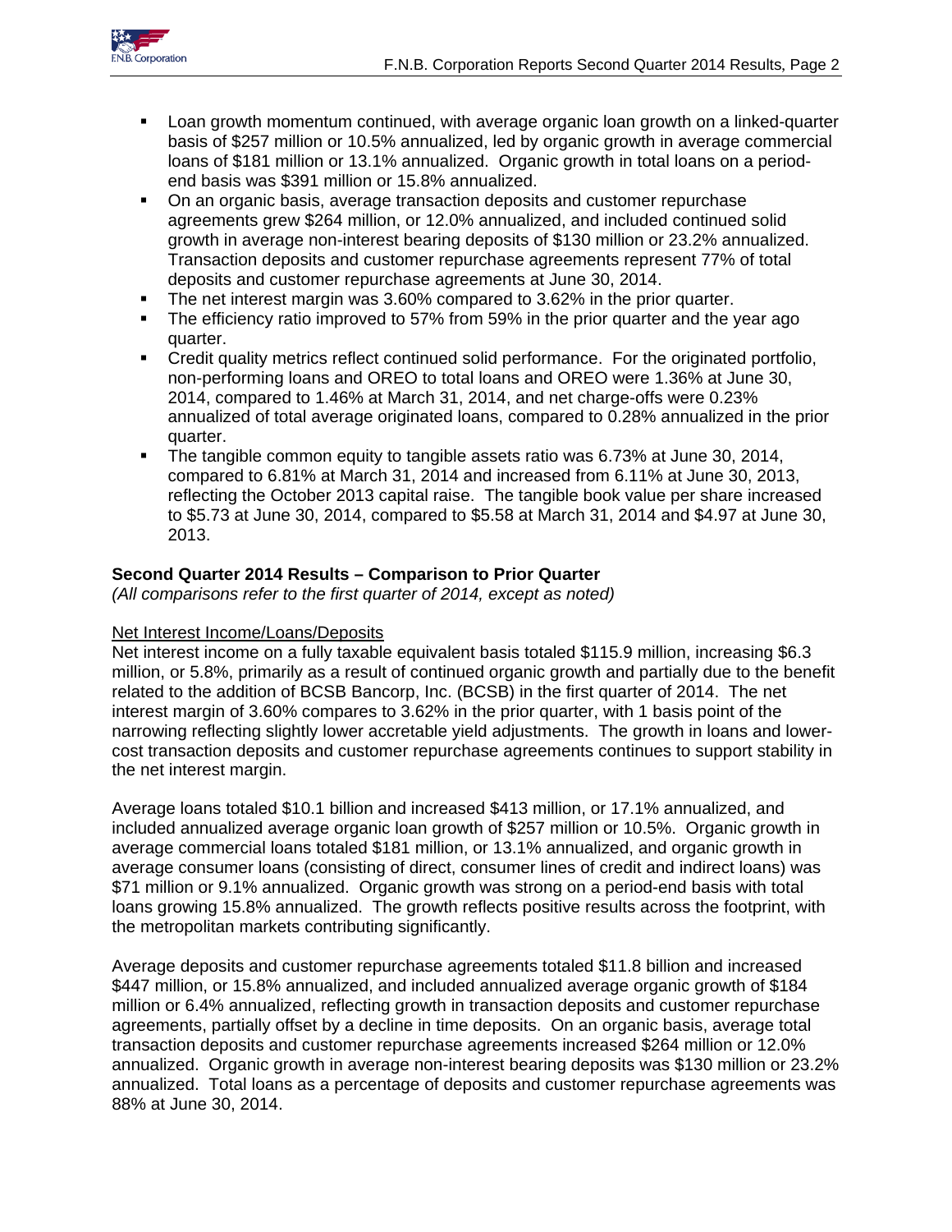- Loan growth momentum continued, with average organic loan growth on a linked-quarter basis of $257 million or 10.5% annualized, led by organic growth in average commercial loans of $181 million or 13.1% annualized. Organic growth in total loans on a period-end basis was $391 million or 15.8% annualized.
- On an organic basis, average transaction deposits and customer repurchase agreements grew $264 million, or 12.0% annualized, and included continued solid growth in average non-interest bearing deposits of $130 million or 23.2% annualized. Transaction deposits and customer repurchase agreements represent 77% of total deposits and customer repurchase agreements at June 30, 2014.
- The net interest margin was 3.60% compared to 3.62% in the prior quarter.
- The efficiency ratio improved to 57% from 59% in the prior quarter and the year ago quarter.
- Credit quality metrics reflect continued solid performance. For the originated portfolio, non-performing loans and OREO to total loans and OREO were 1.36% at June 30, 2014, compared to 1.46% at March 31, 2014, and net charge-offs were 0.23% annualized of total average originated loans, compared to 0.28% annualized in the prior quarter.
- The tangible common equity to tangible assets ratio was 6.73% at June 30, 2014, compared to 6.81% at March 31, 2014 and increased from 6.11% at June 30, 2013, reflecting the October 2013 capital raise. The tangible book value per share increased to $5.73 at June 30, 2014, compared to $5.58 at March 31, 2014 and $4.97 at June 30, 2013.

**Second Quarter 2014 Results – Comparison to Prior Quarter**

*(All comparisons refer to the first quarter of 2014, except as noted)*

Net Interest Income/Loans/Deposits

Net interest income on a fully taxable equivalent basis totaled $115.9 million, increasing $6.3 million, or 5.8%, primarily as a result of continued organic growth and partially due to the benefit related to the addition of BCSB Bancorp, Inc. (BCSB) in the first quarter of 2014. The net interest margin of 3.60% compares to 3.62% in the prior quarter, with 1 basis point of the narrowing reflecting slightly lower accretable yield adjustments. The growth in loans and lower-cost transaction deposits and customer repurchase agreements continues to support stability in the net interest margin.

Average loans totaled $10.1 billion and increased $413 million, or 17.1% annualized, and included annualized average organic loan growth of $257 million or 10.5%. Organic growth in average commercial loans totaled $181 million, or 13.1% annualized, and organic growth in average consumer loans (consisting of direct, consumer lines of credit and indirect loans) was $71 million or 9.1% annualized. Organic growth was strong on a period-end basis with total loans growing 15.8% annualized. The growth reflects positive results across the footprint, with the metropolitan markets contributing significantly.

Average deposits and customer repurchase agreements totaled $11.8 billion and increased $447 million, or 15.8% annualized, and included annualized average organic growth of $184 million or 6.4% annualized, reflecting growth in transaction deposits and customer repurchase agreements, partially offset by a decline in time deposits. On an organic basis, average total transaction deposits and customer repurchase agreements increased $264 million or 12.0% annualized. Organic growth in average non-interest bearing deposits was $130 million or 23.2% annualized. Total loans as a percentage of deposits and customer repurchase agreements was 88% at June 30, 2014.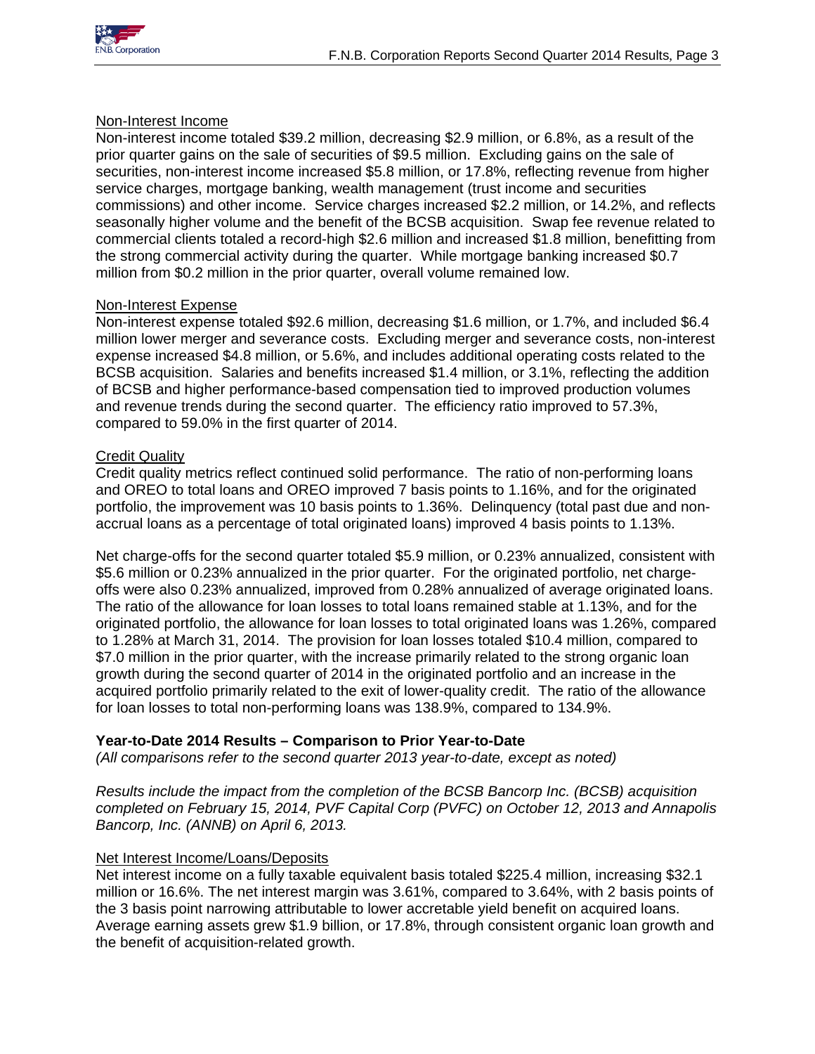Non-Interest Income

Non-interest income totaled \$39.2 million, decreasing \$2.9 million, or 6.8%, as a result of the prior quarter gains on the sale of securities of \$9.5 million. Excluding gains on the sale of securities, non-interest income increased \$5.8 million, or 17.8%, reflecting revenue from higher service charges, mortgage banking, wealth management (trust income and securities commissions) and other income. Service charges increased \$2.2 million, or 14.2%, and reflects seasonally higher volume and the benefit of the BCSB acquisition. Swap fee revenue related to commercial clients totaled a record-high \$2.6 million and increased \$1.8 million, benefitting from the strong commercial activity during the quarter. While mortgage banking increased \$0.7 million from \$0.2 million in the prior quarter, overall volume remained low.

Non-Interest Expense

Non-interest expense totaled \$92.6 million, decreasing \$1.6 million, or 1.7%, and included \$6.4 million lower merger and severance costs. Excluding merger and severance costs, non-interest expense increased \$4.8 million, or 5.6%, and includes additional operating costs related to the BCSB acquisition. Salaries and benefits increased \$1.4 million, or 3.1%, reflecting the addition of BCSB and higher performance-based compensation tied to improved production volumes and revenue trends during the second quarter. The efficiency ratio improved to 57.3%, compared to 59.0% in the first quarter of 2014.

Credit Quality

Credit quality metrics reflect continued solid performance. The ratio of non-performing loans and OREO to total loans and OREO improved 7 basis points to 1.16%, and for the originated portfolio, the improvement was 10 basis points to 1.36%. Delinquency (total past due and non-accrual loans as a percentage of total originated loans) improved 4 basis points to 1.13%.

Net charge-offs for the second quarter totaled \$5.9 million, or 0.23% annualized, consistent with \$5.6 million or 0.23% annualized in the prior quarter. For the originated portfolio, net charge-offs were also 0.23% annualized, improved from 0.28% annualized of average originated loans. The ratio of the allowance for loan losses to total loans remained stable at 1.13%, and for the originated portfolio, the allowance for loan losses to total originated loans was 1.26%, compared to 1.28% at March 31, 2014. The provision for loan losses totaled \$10.4 million, compared to \$7.0 million in the prior quarter, with the increase primarily related to the strong organic loan growth during the second quarter of 2014 in the originated portfolio and an increase in the acquired portfolio primarily related to the exit of lower-quality credit. The ratio of the allowance for loan losses to total non-performing loans was 138.9%, compared to 134.9%.

**Year-to-Date 2014 Results – Comparison to Prior Year-to-Date**

*(All comparisons refer to the second quarter 2013 year-to-date, except as noted)*

*Results include the impact from the completion of the BCSB Bancorp Inc. (BCSB) acquisition completed on February 15, 2014, PVF Capital Corp (PVFC) on October 12, 2013 and Annapolis Bancorp, Inc. (ANNB) on April 6, 2013.*

Net Interest Income/Loans/Deposits

Net interest income on a fully taxable equivalent basis totaled \$225.4 million, increasing \$32.1 million or 16.6%. The net interest margin was 3.61%, compared to 3.64%, with 2 basis points of the 3 basis point narrowing attributable to lower accretable yield benefit on acquired loans. Average earning assets grew \$1.9 billion, or 17.8%, through consistent organic loan growth and the benefit of acquisition-related growth.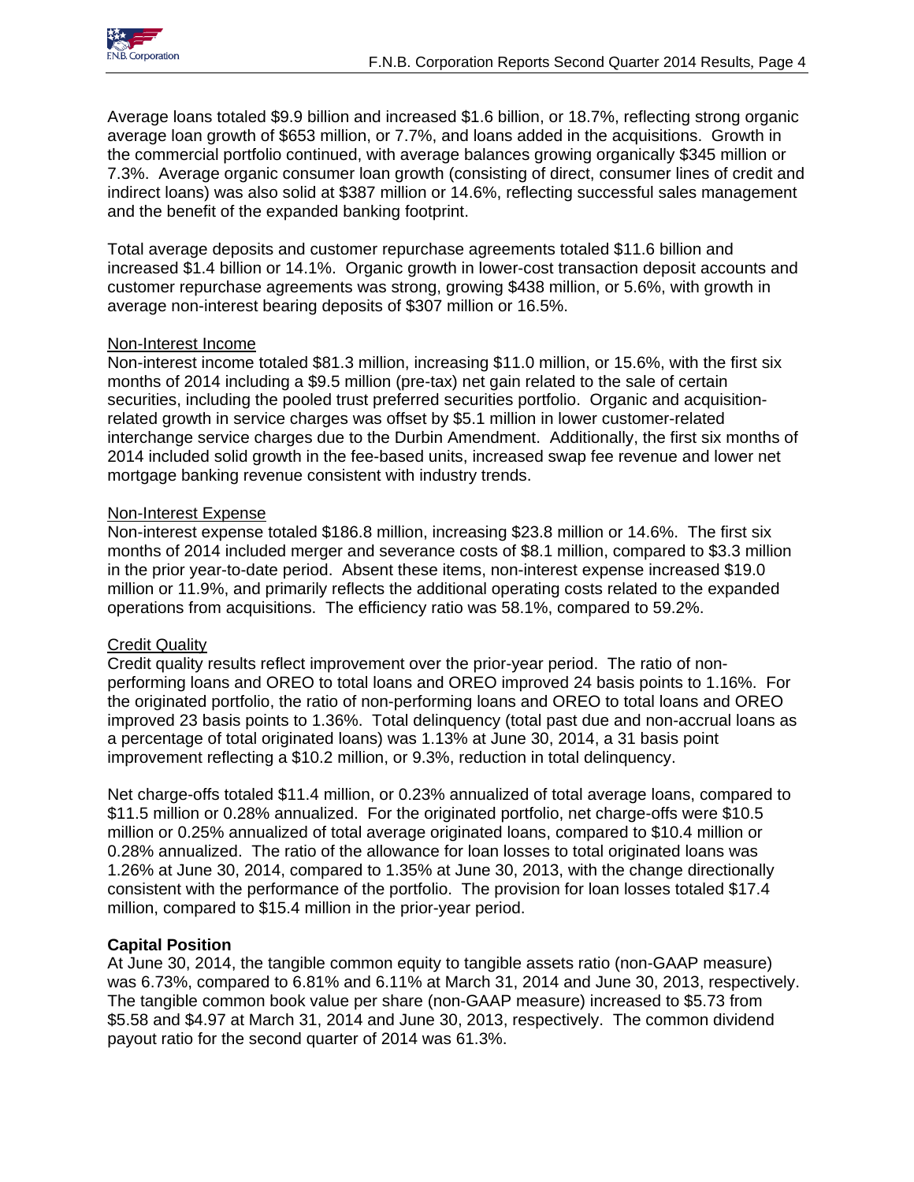Average loans totaled $9.9 billion and increased $1.6 billion, or 18.7%, reflecting strong organic average loan growth of $653 million, or 7.7%, and loans added in the acquisitions. Growth in the commercial portfolio continued, with average balances growing organically $345 million or 7.3%. Average organic consumer loan growth (consisting of direct, consumer lines of credit and indirect loans) was also solid at $387 million or 14.6%, reflecting successful sales management and the benefit of the expanded banking footprint.

Total average deposits and customer repurchase agreements totaled $11.6 billion and increased $1.4 billion or 14.1%. Organic growth in lower-cost transaction deposit accounts and customer repurchase agreements was strong, growing $438 million, or 5.6%, with growth in average non-interest bearing deposits of $307 million or 16.5%.

Non-Interest Income

Non-interest income totaled $81.3 million, increasing $11.0 million, or 15.6%, with the first six months of 2014 including a $9.5 million (pre-tax) net gain related to the sale of certain securities, including the pooled trust preferred securities portfolio. Organic and acquisition-related growth in service charges was offset by $5.1 million in lower customer-related interchange service charges due to the Durbin Amendment. Additionally, the first six months of 2014 included solid growth in the fee-based units, increased swap fee revenue and lower net mortgage banking revenue consistent with industry trends.

Non-Interest Expense

Non-interest expense totaled $186.8 million, increasing $23.8 million or 14.6%. The first six months of 2014 included merger and severance costs of $8.1 million, compared to $3.3 million in the prior year-to-date period. Absent these items, non-interest expense increased $19.0 million or 11.9%, and primarily reflects the additional operating costs related to the expanded operations from acquisitions. The efficiency ratio was 58.1%, compared to 59.2%.

Credit Quality

Credit quality results reflect improvement over the prior-year period. The ratio of non-performing loans and OREO to total loans and OREO improved 24 basis points to 1.16%. For the originated portfolio, the ratio of non-performing loans and OREO to total loans and OREO improved 23 basis points to 1.36%. Total delinquency (total past due and non-accrual loans as a percentage of total originated loans) was 1.13% at June 30, 2014, a 31 basis point improvement reflecting a $10.2 million, or 9.3%, reduction in total delinquency.

Net charge-offs totaled $11.4 million, or 0.23% annualized of total average loans, compared to $11.5 million or 0.28% annualized. For the originated portfolio, net charge-offs were $10.5 million or 0.25% annualized of total average originated loans, compared to $10.4 million or 0.28% annualized. The ratio of the allowance for loan losses to total originated loans was 1.26% at June 30, 2014, compared to 1.35% at June 30, 2013, with the change directionally consistent with the performance of the portfolio. The provision for loan losses totaled $17.4 million, compared to $15.4 million in the prior-year period.

**Capital Position**

At June 30, 2014, the tangible common equity to tangible assets ratio (non-GAAP measure) was 6.73%, compared to 6.81% and 6.11% at March 31, 2014 and June 30, 2013, respectively. The tangible common book value per share (non-GAAP measure) increased to $5.73 from $5.58 and $4.97 at March 31, 2014 and June 30, 2013, respectively. The common dividend payout ratio for the second quarter of 2014 was 61.3%.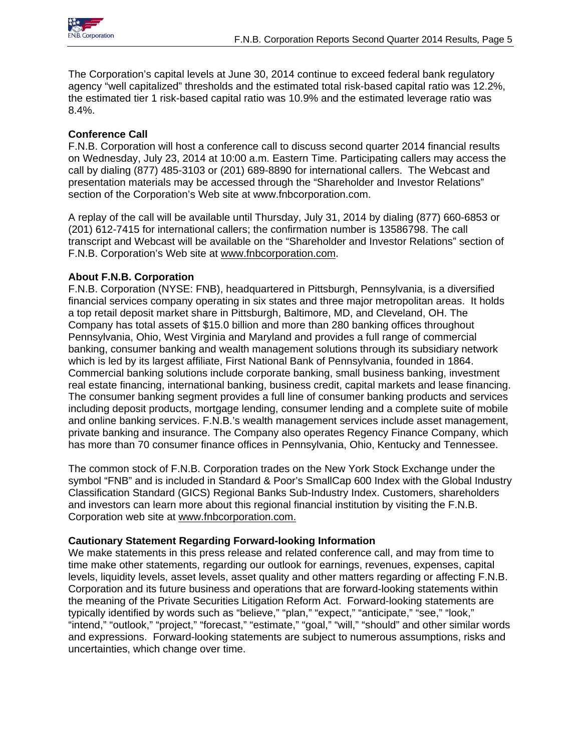The Corporation's capital levels at June 30, 2014 continue to exceed federal bank regulatory agency "well capitalized" thresholds and the estimated total risk-based capital ratio was 12.2%, the estimated tier 1 risk-based capital ratio was 10.9% and the estimated leverage ratio was 8.4%.

**Conference Call**

F.N.B. Corporation will host a conference call to discuss second quarter 2014 financial results on Wednesday, July 23, 2014 at 10:00 a.m. Eastern Time. Participating callers may access the call by dialing (877) 485-3103 or (201) 689-8890 for international callers. The Webcast and presentation materials may be accessed through the "Shareholder and Investor Relations" section of the Corporation's Web site at www.fnbcorporation.com.

A replay of the call will be available until Thursday, July 31, 2014 by dialing (877) 660-6853 or (201) 612-7415 for international callers; the confirmation number is 13586798. The call transcript and Webcast will be available on the "Shareholder and Investor Relations" section of F.N.B. Corporation's Web site at www.fnbcorporation.com.

**About F.N.B. Corporation**

F.N.B. Corporation (NYSE: FNB), headquartered in Pittsburgh, Pennsylvania, is a diversified financial services company operating in six states and three major metropolitan areas. It holds a top retail deposit market share in Pittsburgh, Baltimore, MD, and Cleveland, OH. The Company has total assets of $15.0 billion and more than 280 banking offices throughout Pennsylvania, Ohio, West Virginia and Maryland and provides a full range of commercial banking, consumer banking and wealth management solutions through its subsidiary network which is led by its largest affiliate, First National Bank of Pennsylvania, founded in 1864. Commercial banking solutions include corporate banking, small business banking, investment real estate financing, international banking, business credit, capital markets and lease financing. The consumer banking segment provides a full line of consumer banking products and services including deposit products, mortgage lending, consumer lending and a complete suite of mobile and online banking services. F.N.B.'s wealth management services include asset management, private banking and insurance. The Company also operates Regency Finance Company, which has more than 70 consumer finance offices in Pennsylvania, Ohio, Kentucky and Tennessee.

The common stock of F.N.B. Corporation trades on the New York Stock Exchange under the symbol "FNB" and is included in Standard & Poor's SmallCap 600 Index with the Global Industry Classification Standard (GICS) Regional Banks Sub-Industry Index. Customers, shareholders and investors can learn more about this regional financial institution by visiting the F.N.B. Corporation web site at www.fnbcorporation.com.

**Cautionary Statement Regarding Forward-looking Information**

We make statements in this press release and related conference call, and may from time to time make other statements, regarding our outlook for earnings, revenues, expenses, capital levels, liquidity levels, asset levels, asset quality and other matters regarding or affecting F.N.B. Corporation and its future business and operations that are forward-looking statements within the meaning of the Private Securities Litigation Reform Act. Forward-looking statements are typically identified by words such as "believe," "plan," "expect," "anticipate," "see," "look," "intend," "outlook," "project," "forecast," "estimate," "goal," "will," "should" and other similar words and expressions. Forward-looking statements are subject to numerous assumptions, risks and uncertainties, which change over time.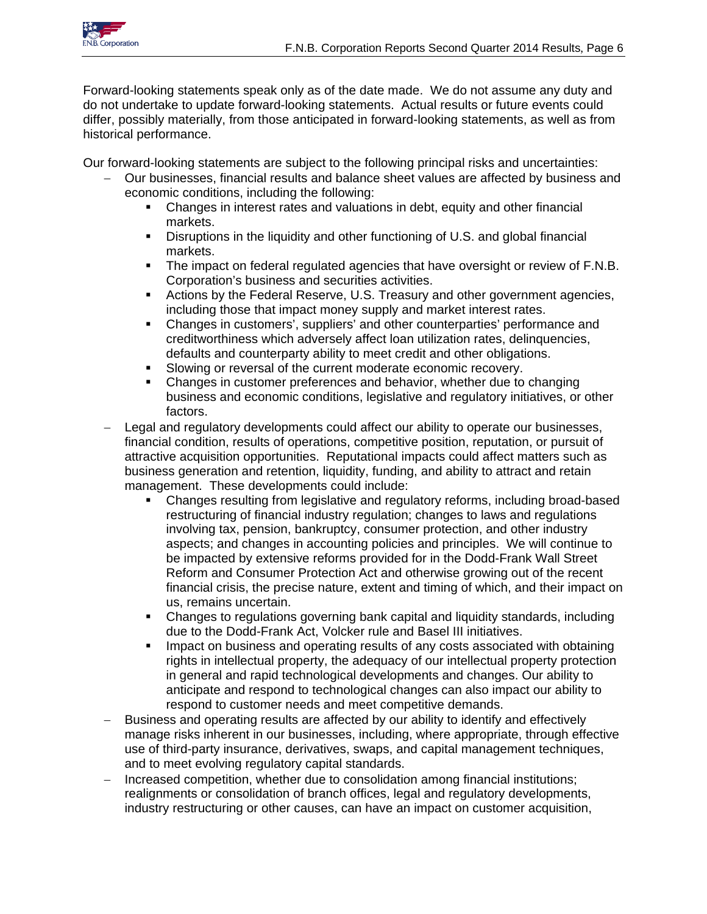Forward-looking statements speak only as of the date made. We do not assume any duty and do not undertake to update forward-looking statements. Actual results or future events could differ, possibly materially, from those anticipated in forward-looking statements, as well as from historical performance.

Our forward-looking statements are subject to the following principal risks and uncertainties:

- Our businesses, financial results and balance sheet values are affected by business and economic conditions, including the following:
  - Changes in interest rates and valuations in debt, equity and other financial markets.
  - Disruptions in the liquidity and other functioning of U.S. and global financial markets.
  - The impact on federal regulated agencies that have oversight or review of F.N.B. Corporation's business and securities activities.
  - Actions by the Federal Reserve, U.S. Treasury and other government agencies, including those that impact money supply and market interest rates.
  - Changes in customers', suppliers' and other counterparties' performance and creditworthiness which adversely affect loan utilization rates, delinquencies, defaults and counterparty ability to meet credit and other obligations.
  - Slowing or reversal of the current moderate economic recovery.
  - Changes in customer preferences and behavior, whether due to changing business and economic conditions, legislative and regulatory initiatives, or other factors.
- Legal and regulatory developments could affect our ability to operate our businesses, financial condition, results of operations, competitive position, reputation, or pursuit of attractive acquisition opportunities. Reputational impacts could affect matters such as business generation and retention, liquidity, funding, and ability to attract and retain management. These developments could include:
  - Changes resulting from legislative and regulatory reforms, including broad-based restructuring of financial industry regulation; changes to laws and regulations involving tax, pension, bankruptcy, consumer protection, and other industry aspects; and changes in accounting policies and principles. We will continue to be impacted by extensive reforms provided for in the Dodd-Frank Wall Street Reform and Consumer Protection Act and otherwise growing out of the recent financial crisis, the precise nature, extent and timing of which, and their impact on us, remains uncertain.
  - Changes to regulations governing bank capital and liquidity standards, including due to the Dodd-Frank Act, Volcker rule and Basel III initiatives.
  - Impact on business and operating results of any costs associated with obtaining rights in intellectual property, the adequacy of our intellectual property protection in general and rapid technological developments and changes. Our ability to anticipate and respond to technological changes can also impact our ability to respond to customer needs and meet competitive demands.
- Business and operating results are affected by our ability to identify and effectively manage risks inherent in our businesses, including, where appropriate, through effective use of third-party insurance, derivatives, swaps, and capital management techniques, and to meet evolving regulatory capital standards.
- Increased competition, whether due to consolidation among financial institutions; realignments or consolidation of branch offices, legal and regulatory developments, industry restructuring or other causes, can have an impact on customer acquisition,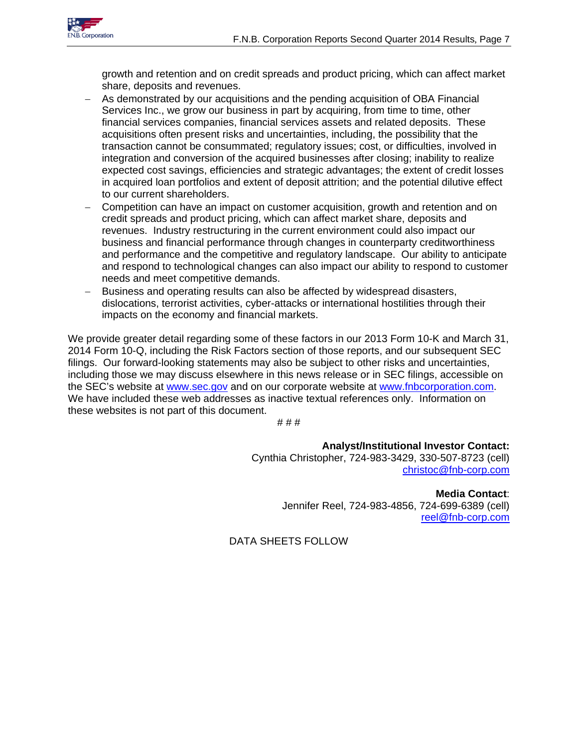growth and retention and on credit spreads and product pricing, which can affect market share, deposits and revenues.

- As demonstrated by our acquisitions and the pending acquisition of OBA Financial Services Inc., we grow our business in part by acquiring, from time to time, other financial services companies, financial services assets and related deposits. These acquisitions often present risks and uncertainties, including, the possibility that the transaction cannot be consummated; regulatory issues; cost, or difficulties, involved in integration and conversion of the acquired businesses after closing; inability to realize expected cost savings, efficiencies and strategic advantages; the extent of credit losses in acquired loan portfolios and extent of deposit attrition; and the potential dilutive effect to our current shareholders.
- Competition can have an impact on customer acquisition, growth and retention and on credit spreads and product pricing, which can affect market share, deposits and revenues. Industry restructuring in the current environment could also impact our business and financial performance through changes in counterparty creditworthiness and performance and the competitive and regulatory landscape. Our ability to anticipate and respond to technological changes can also impact our ability to respond to customer needs and meet competitive demands.
- Business and operating results can also be affected by widespread disasters, dislocations, terrorist activities, cyber-attacks or international hostilities through their impacts on the economy and financial markets.

We provide greater detail regarding some of these factors in our 2013 Form 10-K and March 31, 2014 Form 10-Q, including the Risk Factors section of those reports, and our subsequent SEC filings. Our forward-looking statements may also be subject to other risks and uncertainties, including those we may discuss elsewhere in this news release or in SEC filings, accessible on the SEC's website at www.sec.gov and on our corporate website at www.fnbcorporation.com. We have included these web addresses as inactive textual references only. Information on these websites is not part of this document.

# # #

**Analyst/Institutional Investor Contact:**
Cynthia Christopher, 724-983-3429, 330-507-8723 (cell)
christoc@fnb-corp.com

**Media Contact**:
Jennifer Reel, 724-983-4856, 724-699-6389 (cell)
reel@fnb-corp.com

DATA SHEETS FOLLOW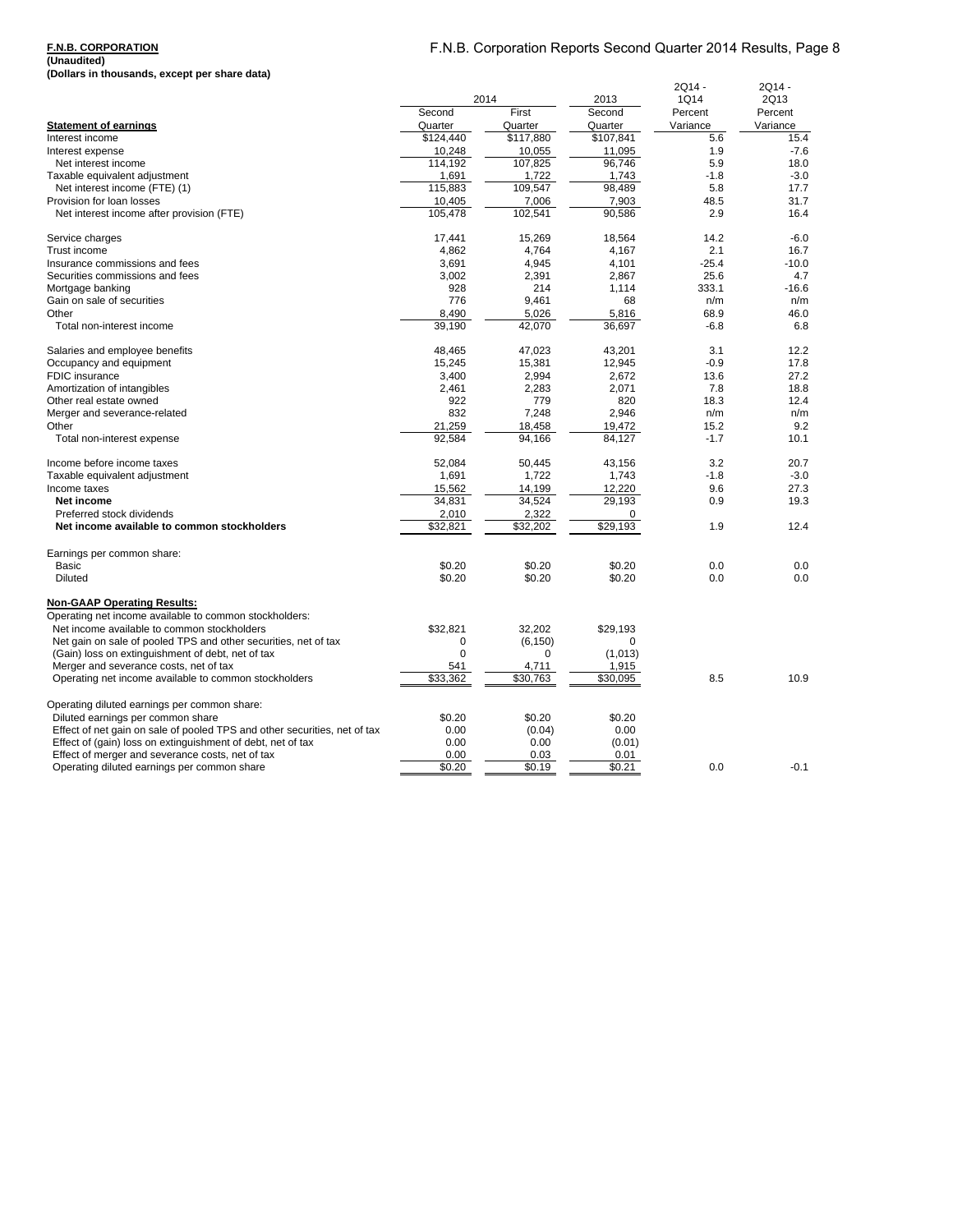**F.N.B. CORPORATION**
**(Unaudited)**
**(Dollars in thousands, except per share data)**

| **Statement of earnings** | 2014 Second Quarter | 2014 First Quarter | 2013 Second Quarter | 2Q14 - 1Q14 Percent Variance | 2Q14 - 2Q13 Percent Variance |
|---|---|---|---|---|---|
| Interest income | $124,440 | $117,880 | $107,841 | 5.6 | 15.4 |
| Interest expense | 10,248 | 10,055 | 11,095 | 1.9 | -7.6 |
| Net interest income | 114,192 | 107,825 | 96,746 | 5.9 | 18.0 |
| Taxable equivalent adjustment | 1,691 | 1,722 | 1,743 | -1.8 | -3.0 |
| Net interest income (FTE) (1) | 115,883 | 109,547 | 98,489 | 5.8 | 17.7 |
| Provision for loan losses | 10,405 | 7,006 | 7,903 | 48.5 | 31.7 |
| Net interest income after provision (FTE) | 105,478 | 102,541 | 90,586 | 2.9 | 16.4 |
| | | | | | |
| Service charges | 17,441 | 15,269 | 18,564 | 14.2 | -6.0 |
| Trust income | 4,862 | 4,764 | 4,167 | 2.1 | 16.7 |
| Insurance commissions and fees | 3,691 | 4,945 | 4,101 | -25.4 | -10.0 |
| Securities commissions and fees | 3,002 | 2,391 | 2,867 | 25.6 | 4.7 |
| Mortgage banking | 928 | 214 | 1,114 | 333.1 | -16.6 |
| Gain on sale of securities | 776 | 9,461 | 68 | n/m | n/m |
| Other | 8,490 | 5,026 | 5,816 | 68.9 | 46.0 |
| Total non-interest income | 39,190 | 42,070 | 36,697 | -6.8 | 6.8 |
| | | | | | |
| Salaries and employee benefits | 48,465 | 47,023 | 43,201 | 3.1 | 12.2 |
| Occupancy and equipment | 15,245 | 15,381 | 12,945 | -0.9 | 17.8 |
| FDIC insurance | 3,400 | 2,994 | 2,672 | 13.6 | 27.2 |
| Amortization of intangibles | 2,461 | 2,283 | 2,071 | 7.8 | 18.8 |
| Other real estate owned | 922 | 779 | 820 | 18.3 | 12.4 |
| Merger and severance-related | 832 | 7,248 | 2,946 | n/m | n/m |
| Other | 21,259 | 18,458 | 19,472 | 15.2 | 9.2 |
| Total non-interest expense | 92,584 | 94,166 | 84,127 | -1.7 | 10.1 |
| | | | | | |
| Income before income taxes | 52,084 | 50,445 | 43,156 | 3.2 | 20.7 |
| Taxable equivalent adjustment | 1,691 | 1,722 | 1,743 | -1.8 | -3.0 |
| Income taxes | 15,562 | 14,199 | 12,220 | 9.6 | 27.3 |
| **Net income** | 34,831 | 34,524 | 29,193 | 0.9 | 19.3 |
| Preferred stock dividends | 2,010 | 2,322 | 0 | | |
| **Net income available to common stockholders** | $32,821 | $32,202 | $29,193 | 1.9 | 12.4 |
| | | | | | |
| Earnings per common share: | | | | | |
| Basic | $0.20 | $0.20 | $0.20 | 0.0 | 0.0 |
| Diluted | $0.20 | $0.20 | $0.20 | 0.0 | 0.0 |
| | | | | | |
| **Non-GAAP Operating Results:** | | | | | |
| Operating net income available to common stockholders: | | | | | |
| Net income available to common stockholders | $32,821 | 32,202 | $29,193 | | |
| Net gain on sale of pooled TPS and other securities, net of tax | 0 | (6,150) | 0 | | |
| (Gain) loss on extinguishment of debt, net of tax | 0 | 0 | (1,013) | | |
| Merger and severance costs, net of tax | 541 | 4,711 | 1,915 | | |
| Operating net income available to common stockholders | $33,362 | $30,763 | $30,095 | 8.5 | 10.9 |
| | | | | | |
| Operating diluted earnings per common share: | | | | | |
| Diluted earnings per common share | $0.20 | $0.20 | $0.20 | | |
| Effect of net gain on sale of pooled TPS and other securities, net of tax | 0.00 | (0.04) | 0.00 | | |
| Effect of (gain) loss on extinguishment of debt, net of tax | 0.00 | 0.00 | (0.01) | | |
| Effect of merger and severance costs, net of tax | 0.00 | 0.03 | 0.01 | | |
| Operating diluted earnings per common share | $0.20 | $0.19 | $0.21 | 0.0 | -0.1 |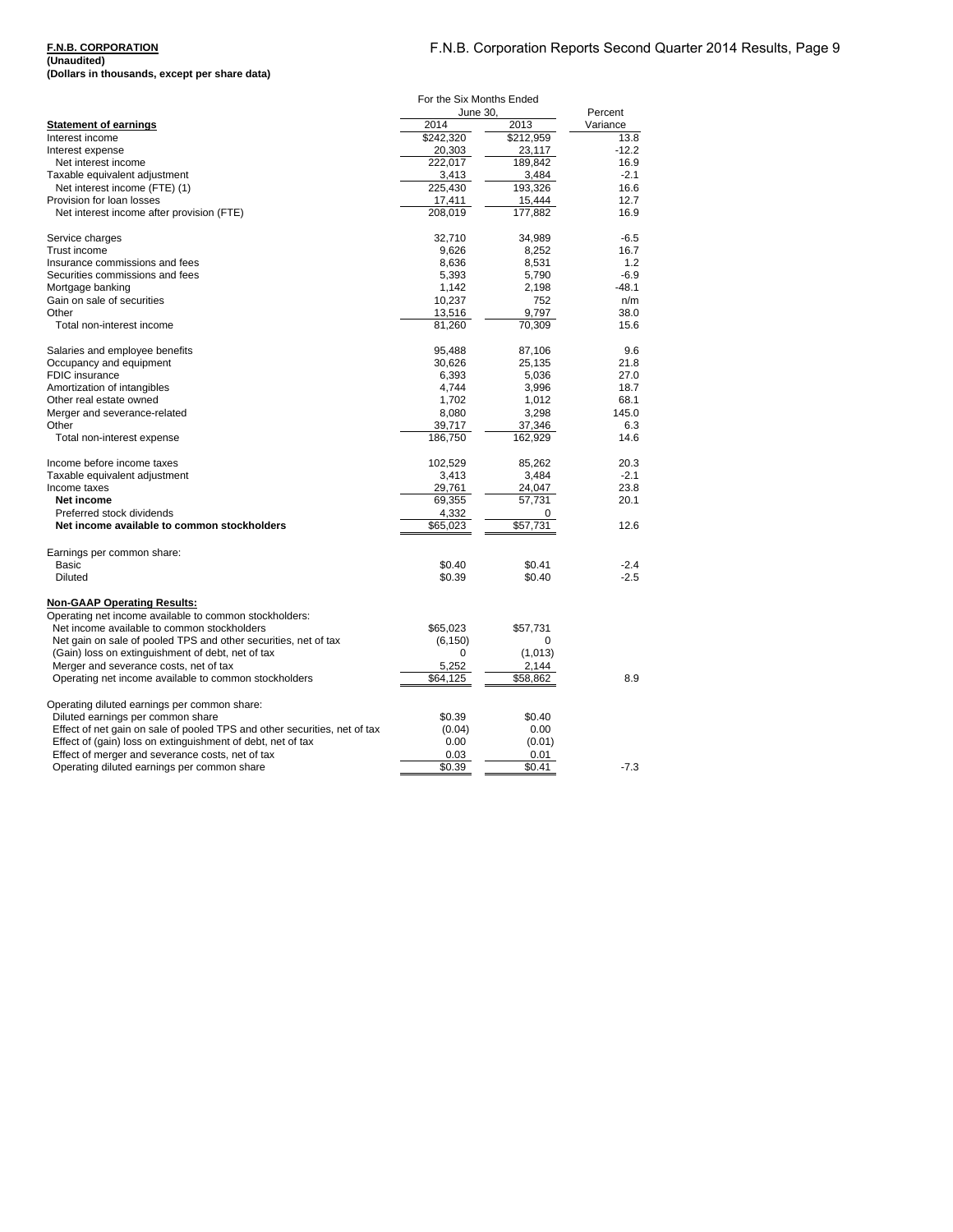**F.N.B. CORPORATION**
**(Unaudited)**
**(Dollars in thousands, except per share data)**

| | For the Six Months Ended June 30, | | Percent |
|---|---|---|---|
| **Statement of earnings** | 2014 | 2013 | Variance |
| Interest income | $242,320 | $212,959 | 13.8 |
| Interest expense | 20,303 | 23,117 | -12.2 |
| Net interest income | 222,017 | 189,842 | 16.9 |
| Taxable equivalent adjustment | 3,413 | 3,484 | -2.1 |
| Net interest income (FTE) (1) | 225,430 | 193,326 | 16.6 |
| Provision for loan losses | 17,411 | 15,444 | 12.7 |
| Net interest income after provision (FTE) | 208,019 | 177,882 | 16.9 |
| | | | |
| Service charges | 32,710 | 34,989 | -6.5 |
| Trust income | 9,626 | 8,252 | 16.7 |
| Insurance commissions and fees | 8,636 | 8,531 | 1.2 |
| Securities commissions and fees | 5,393 | 5,790 | -6.9 |
| Mortgage banking | 1,142 | 2,198 | -48.1 |
| Gain on sale of securities | 10,237 | 752 | n/m |
| Other | 13,516 | 9,797 | 38.0 |
| Total non-interest income | 81,260 | 70,309 | 15.6 |
| | | | |
| Salaries and employee benefits | 95,488 | 87,106 | 9.6 |
| Occupancy and equipment | 30,626 | 25,135 | 21.8 |
| FDIC insurance | 6,393 | 5,036 | 27.0 |
| Amortization of intangibles | 4,744 | 3,996 | 18.7 |
| Other real estate owned | 1,702 | 1,012 | 68.1 |
| Merger and severance-related | 8,080 | 3,298 | 145.0 |
| Other | 39,717 | 37,346 | 6.3 |
| Total non-interest expense | 186,750 | 162,929 | 14.6 |
| | | | |
| Income before income taxes | 102,529 | 85,262 | 20.3 |
| Taxable equivalent adjustment | 3,413 | 3,484 | -2.1 |
| Income taxes | 29,761 | 24,047 | 23.8 |
| **Net income** | 69,355 | 57,731 | 20.1 |
| Preferred stock dividends | 4,332 | 0 | |
| **Net income available to common stockholders** | $65,023 | $57,731 | 12.6 |
| | | | |
| Earnings per common share: | | | |
| Basic | $0.40 | $0.41 | -2.4 |
| Diluted | $0.39 | $0.40 | -2.5 |
| | | | |
| **Non-GAAP Operating Results:** | | | |
| Operating net income available to common stockholders: | | | |
| Net income available to common stockholders | $65,023 | $57,731 | |
| Net gain on sale of pooled TPS and other securities, net of tax | (6,150) | 0 | |
| (Gain) loss on extinguishment of debt, net of tax | 0 | (1,013) | |
| Merger and severance costs, net of tax | 5,252 | 2,144 | |
| Operating net income available to common stockholders | $64,125 | $58,862 | 8.9 |
| | | | |
| Operating diluted earnings per common share: | | | |
| Diluted earnings per common share | $0.39 | $0.40 | |
| Effect of net gain on sale of pooled TPS and other securities, net of tax | (0.04) | 0.00 | |
| Effect of (gain) loss on extinguishment of debt, net of tax | 0.00 | (0.01) | |
| Effect of merger and severance costs, net of tax | 0.03 | 0.01 | |
| Operating diluted earnings per common share | $0.39 | $0.41 | -7.3 |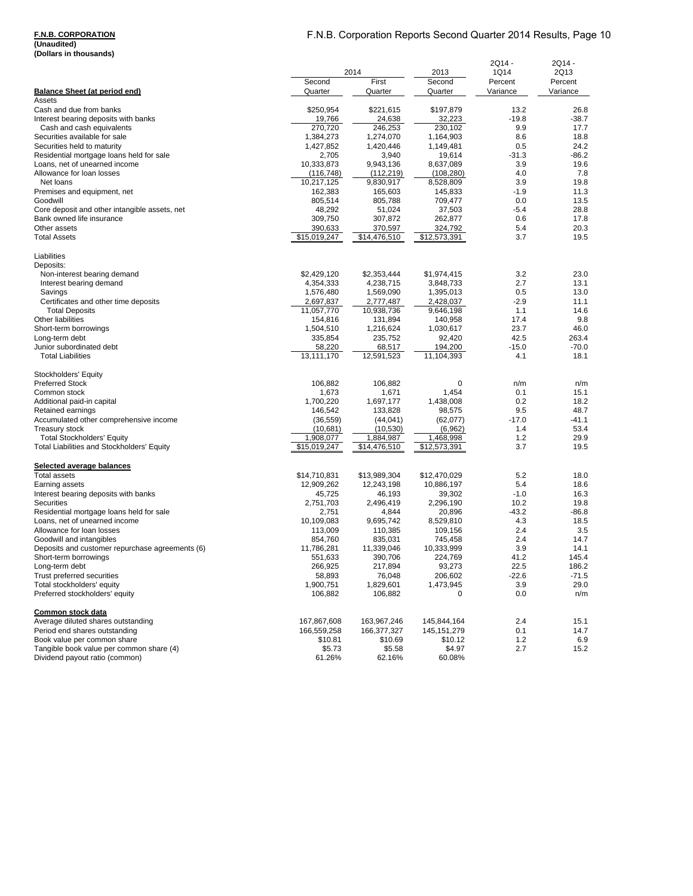**F.N.B. CORPORATION**
**(Unaudited)**
**(Dollars in thousands)**

| | 2014 | | 2013 | 2Q14 - 1Q14 | 2Q14 - 2Q13 |
|---|---|---|---|---|---|
| **Balance Sheet (at period end)** | Second Quarter | First Quarter | Second Quarter | Percent Variance | Percent Variance |
| Assets | | | | | |
| Cash and due from banks | $250,954 | $221,615 | $197,879 | 13.2 | 26.8 |
| Interest bearing deposits with banks | 19,766 | 24,638 | 32,223 | -19.8 | -38.7 |
| Cash and cash equivalents | 270,720 | 246,253 | 230,102 | 9.9 | 17.7 |
| Securities available for sale | 1,384,273 | 1,274,070 | 1,164,903 | 8.6 | 18.8 |
| Securities held to maturity | 1,427,852 | 1,420,446 | 1,149,481 | 0.5 | 24.2 |
| Residential mortgage loans held for sale | 2,705 | 3,940 | 19,614 | -31.3 | -86.2 |
| Loans, net of unearned income | 10,333,873 | 9,943,136 | 8,637,089 | 3.9 | 19.6 |
| Allowance for loan losses | (116,748) | (112,219) | (108,280) | 4.0 | 7.8 |
| Net loans | 10,217,125 | 9,830,917 | 8,528,809 | 3.9 | 19.8 |
| Premises and equipment, net | 162,383 | 165,603 | 145,833 | -1.9 | 11.3 |
| Goodwill | 805,514 | 805,788 | 709,477 | 0.0 | 13.5 |
| Core deposit and other intangible assets, net | 48,292 | 51,024 | 37,503 | -5.4 | 28.8 |
| Bank owned life insurance | 309,750 | 307,872 | 262,877 | 0.6 | 17.8 |
| Other assets | 390,633 | 370,597 | 324,792 | 5.4 | 20.3 |
| Total Assets | $15,019,247 | $14,476,510 | $12,573,391 | 3.7 | 19.5 |
| | | | | | |
| Liabilities | | | | | |
| Deposits: | | | | | |
| Non-interest bearing demand | $2,429,120 | $2,353,444 | $1,974,415 | 3.2 | 23.0 |
| Interest bearing demand | 4,354,333 | 4,238,715 | 3,848,733 | 2.7 | 13.1 |
| Savings | 1,576,480 | 1,569,090 | 1,395,013 | 0.5 | 13.0 |
| Certificates and other time deposits | 2,697,837 | 2,777,487 | 2,428,037 | -2.9 | 11.1 |
| Total Deposits | 11,057,770 | 10,938,736 | 9,646,198 | 1.1 | 14.6 |
| Other liabilities | 154,816 | 131,894 | 140,958 | 17.4 | 9.8 |
| Short-term borrowings | 1,504,510 | 1,216,624 | 1,030,617 | 23.7 | 46.0 |
| Long-term debt | 335,854 | 235,752 | 92,420 | 42.5 | 263.4 |
| Junior subordinated debt | 58,220 | 68,517 | 194,200 | -15.0 | -70.0 |
| Total Liabilities | 13,111,170 | 12,591,523 | 11,104,393 | 4.1 | 18.1 |
| | | | | | |
| Stockholders' Equity | | | | | |
| Preferred Stock | 106,882 | 106,882 | 0 | n/m | n/m |
| Common stock | 1,673 | 1,671 | 1,454 | 0.1 | 15.1 |
| Additional paid-in capital | 1,700,220 | 1,697,177 | 1,438,008 | 0.2 | 18.2 |
| Retained earnings | 146,542 | 133,828 | 98,575 | 9.5 | 48.7 |
| Accumulated other comprehensive income | (36,559) | (44,041) | (62,077) | -17.0 | -41.1 |
| Treasury stock | (10,681) | (10,530) | (6,962) | 1.4 | 53.4 |
| Total Stockholders' Equity | 1,908,077 | 1,884,987 | 1,468,998 | 1.2 | 29.9 |
| Total Liabilities and Stockholders' Equity | $15,019,247 | $14,476,510 | $12,573,391 | 3.7 | 19.5 |
| | | | | | |
| **Selected average balances** | | | | | |
| Total assets | $14,710,831 | $13,989,304 | $12,470,029 | 5.2 | 18.0 |
| Earning assets | 12,909,262 | 12,243,198 | 10,886,197 | 5.4 | 18.6 |
| Interest bearing deposits with banks | 45,725 | 46,193 | 39,302 | -1.0 | 16.3 |
| Securities | 2,751,703 | 2,496,419 | 2,296,190 | 10.2 | 19.8 |
| Residential mortgage loans held for sale | 2,751 | 4,844 | 20,896 | -43.2 | -86.8 |
| Loans, net of unearned income | 10,109,083 | 9,695,742 | 8,529,810 | 4.3 | 18.5 |
| Allowance for loan losses | 113,009 | 110,385 | 109,156 | 2.4 | 3.5 |
| Goodwill and intangibles | 854,760 | 835,031 | 745,458 | 2.4 | 14.7 |
| Deposits and customer repurchase agreements (6) | 11,786,281 | 11,339,046 | 10,333,999 | 3.9 | 14.1 |
| Short-term borrowings | 551,633 | 390,706 | 224,769 | 41.2 | 145.4 |
| Long-term debt | 266,925 | 217,894 | 93,273 | 22.5 | 186.2 |
| Trust preferred securities | 58,893 | 76,048 | 206,602 | -22.6 | -71.5 |
| Total stockholders' equity | 1,900,751 | 1,829,601 | 1,473,945 | 3.9 | 29.0 |
| Preferred stockholders' equity | 106,882 | 106,882 | 0 | 0.0 | n/m |
| | | | | | |
| **Common stock data** | | | | | |
| Average diluted shares outstanding | 167,867,608 | 163,967,246 | 145,844,164 | 2.4 | 15.1 |
| Period end shares outstanding | 166,559,258 | 166,377,327 | 145,151,279 | 0.1 | 14.7 |
| Book value per common share | $10.81 | $10.69 | $10.12 | 1.2 | 6.9 |
| Tangible book value per common share (4) | $5.73 | $5.58 | $4.97 | 2.7 | 15.2 |
| Dividend payout ratio (common) | 61.26% | 62.16% | 60.08% | | |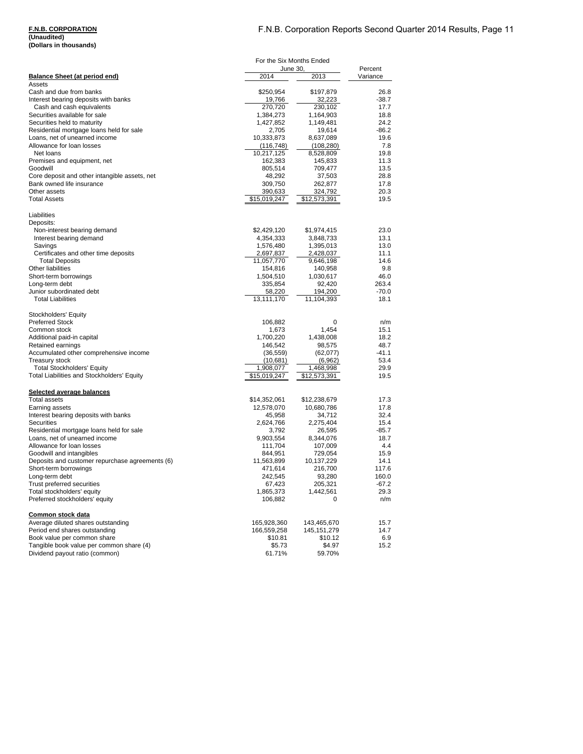**F.N.B. CORPORATION**
**(Unaudited)**
**(Dollars in thousands)**

| | For the Six Months Ended June 30, | | Percent |
|---|---|---|---|
| **Balance Sheet (at period end)** | 2014 | 2013 | Variance |
| Assets | | | |
| Cash and due from banks | $250,954 | $197,879 | 26.8 |
| Interest bearing deposits with banks | 19,766 | 32,223 | -38.7 |
| Cash and cash equivalents | 270,720 | 230,102 | 17.7 |
| Securities available for sale | 1,384,273 | 1,164,903 | 18.8 |
| Securities held to maturity | 1,427,852 | 1,149,481 | 24.2 |
| Residential mortgage loans held for sale | 2,705 | 19,614 | -86.2 |
| Loans, net of unearned income | 10,333,873 | 8,637,089 | 19.6 |
| Allowance for loan losses | (116,748) | (108,280) | 7.8 |
| Net loans | 10,217,125 | 8,528,809 | 19.8 |
| Premises and equipment, net | 162,383 | 145,833 | 11.3 |
| Goodwill | 805,514 | 709,477 | 13.5 |
| Core deposit and other intangible assets, net | 48,292 | 37,503 | 28.8 |
| Bank owned life insurance | 309,750 | 262,877 | 17.8 |
| Other assets | 390,633 | 324,792 | 20.3 |
| Total Assets | $15,019,247 | $12,573,391 | 19.5 |
| | | | |
| Liabilities | | | |
| Deposits: | | | |
| Non-interest bearing demand | $2,429,120 | $1,974,415 | 23.0 |
| Interest bearing demand | 4,354,333 | 3,848,733 | 13.1 |
| Savings | 1,576,480 | 1,395,013 | 13.0 |
| Certificates and other time deposits | 2,697,837 | 2,428,037 | 11.1 |
| Total Deposits | 11,057,770 | 9,646,198 | 14.6 |
| Other liabilities | 154,816 | 140,958 | 9.8 |
| Short-term borrowings | 1,504,510 | 1,030,617 | 46.0 |
| Long-term debt | 335,854 | 92,420 | 263.4 |
| Junior subordinated debt | 58,220 | 194,200 | -70.0 |
| Total Liabilities | 13,111,170 | 11,104,393 | 18.1 |
| | | | |
| Stockholders' Equity | | | |
| Preferred Stock | 106,882 | 0 | n/m |
| Common stock | 1,673 | 1,454 | 15.1 |
| Additional paid-in capital | 1,700,220 | 1,438,008 | 18.2 |
| Retained earnings | 146,542 | 98,575 | 48.7 |
| Accumulated other comprehensive income | (36,559) | (62,077) | -41.1 |
| Treasury stock | (10,681) | (6,962) | 53.4 |
| Total Stockholders' Equity | 1,908,077 | 1,468,998 | 29.9 |
| Total Liabilities and Stockholders' Equity | $15,019,247 | $12,573,391 | 19.5 |
| | | | |
| **Selected average balances** | | | |
| Total assets | $14,352,061 | $12,238,679 | 17.3 |
| Earning assets | 12,578,070 | 10,680,786 | 17.8 |
| Interest bearing deposits with banks | 45,958 | 34,712 | 32.4 |
| Securities | 2,624,766 | 2,275,404 | 15.4 |
| Residential mortgage loans held for sale | 3,792 | 26,595 | -85.7 |
| Loans, net of unearned income | 9,903,554 | 8,344,076 | 18.7 |
| Allowance for loan losses | 111,704 | 107,009 | 4.4 |
| Goodwill and intangibles | 844,951 | 729,054 | 15.9 |
| Deposits and customer repurchase agreements (6) | 11,563,899 | 10,137,229 | 14.1 |
| Short-term borrowings | 471,614 | 216,700 | 117.6 |
| Long-term debt | 242,545 | 93,280 | 160.0 |
| Trust preferred securities | 67,423 | 205,321 | -67.2 |
| Total stockholders' equity | 1,865,373 | 1,442,561 | 29.3 |
| Preferred stockholders' equity | 106,882 | 0 | n/m |
| | | | |
| **Common stock data** | | | |
| Average diluted shares outstanding | 165,928,360 | 143,465,670 | 15.7 |
| Period end shares outstanding | 166,559,258 | 145,151,279 | 14.7 |
| Book value per common share | $10.81 | $10.12 | 6.9 |
| Tangible book value per common share (4) | $5.73 | $4.97 | 15.2 |
| Dividend payout ratio (common) | 61.71% | 59.70% | |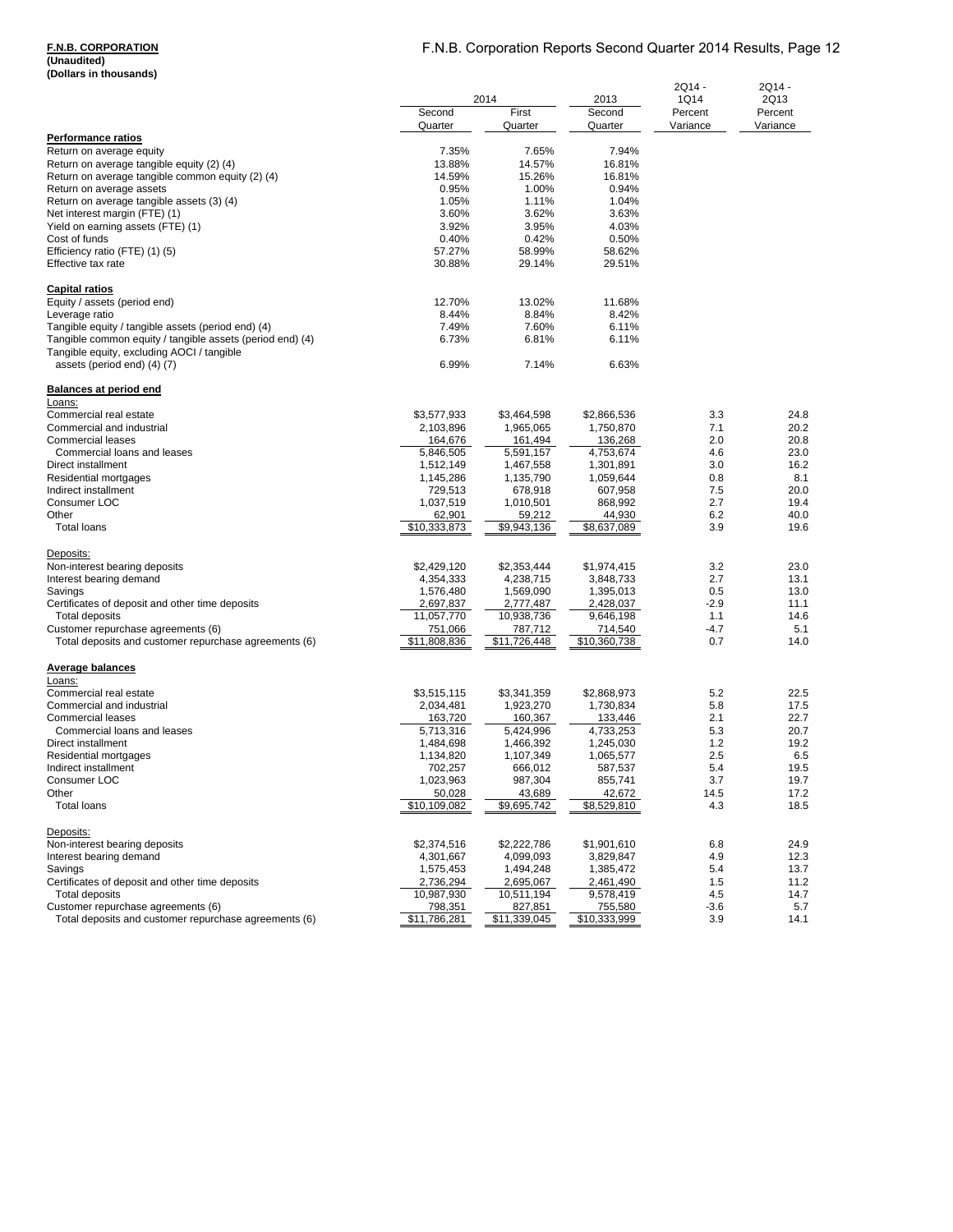**F.N.B. CORPORATION**
**(Unaudited)**
**(Dollars in thousands)**

| | 2014 | | 2013 | 2Q14 - 1Q14 | 2Q14 - 2Q13 |
|---|---|---|---|---|---|
| | Second Quarter | First Quarter | Second Quarter | Percent Variance | Percent Variance |
| **Performance ratios** | | | | | |
| Return on average equity | 7.35% | 7.65% | 7.94% | | |
| Return on average tangible equity (2) (4) | 13.88% | 14.57% | 16.81% | | |
| Return on average tangible common equity (2) (4) | 14.59% | 15.26% | 16.81% | | |
| Return on average assets | 0.95% | 1.00% | 0.94% | | |
| Return on average tangible assets (3) (4) | 1.05% | 1.11% | 1.04% | | |
| Net interest margin (FTE) (1) | 3.60% | 3.62% | 3.63% | | |
| Yield on earning assets (FTE) (1) | 3.92% | 3.95% | 4.03% | | |
| Cost of funds | 0.40% | 0.42% | 0.50% | | |
| Efficiency ratio (FTE) (1) (5) | 57.27% | 58.99% | 58.62% | | |
| Effective tax rate | 30.88% | 29.14% | 29.51% | | |
| **Capital ratios** | | | | | |
| Equity / assets (period end) | 12.70% | 13.02% | 11.68% | | |
| Leverage ratio | 8.44% | 8.84% | 8.42% | | |
| Tangible equity / tangible assets (period end) (4) | 7.49% | 7.60% | 6.11% | | |
| Tangible common equity / tangible assets (period end) (4) | 6.73% | 6.81% | 6.11% | | |
| Tangible equity, excluding AOCI / tangible assets (period end) (4) (7) | 6.99% | 7.14% | 6.63% | | |
| **Balances at period end** | | | | | |
| Loans: | | | | | |
| Commercial real estate | $3,577,933 | $3,464,598 | $2,866,536 | 3.3 | 24.8 |
| Commercial and industrial | 2,103,896 | 1,965,065 | 1,750,870 | 7.1 | 20.2 |
| Commercial leases | 164,676 | 161,494 | 136,268 | 2.0 | 20.8 |
| Commercial loans and leases | 5,846,505 | 5,591,157 | 4,753,674 | 4.6 | 23.0 |
| Direct installment | 1,512,149 | 1,467,558 | 1,301,891 | 3.0 | 16.2 |
| Residential mortgages | 1,145,286 | 1,135,790 | 1,059,644 | 0.8 | 8.1 |
| Indirect installment | 729,513 | 678,918 | 607,958 | 7.5 | 20.0 |
| Consumer LOC | 1,037,519 | 1,010,501 | 868,992 | 2.7 | 19.4 |
| Other | 62,901 | 59,212 | 44,930 | 6.2 | 40.0 |
| Total loans | $10,333,873 | $9,943,136 | $8,637,089 | 3.9 | 19.6 |
| Deposits: | | | | | |
| Non-interest bearing deposits | $2,429,120 | $2,353,444 | $1,974,415 | 3.2 | 23.0 |
| Interest bearing demand | 4,354,333 | 4,238,715 | 3,848,733 | 2.7 | 13.1 |
| Savings | 1,576,480 | 1,569,090 | 1,395,013 | 0.5 | 13.0 |
| Certificates of deposit and other time deposits | 2,697,837 | 2,777,487 | 2,428,037 | -2.9 | 11.1 |
| Total deposits | 11,057,770 | 10,938,736 | 9,646,198 | 1.1 | 14.6 |
| Customer repurchase agreements (6) | 751,066 | 787,712 | 714,540 | -4.7 | 5.1 |
| Total deposits and customer repurchase agreements (6) | $11,808,836 | $11,726,448 | $10,360,738 | 0.7 | 14.0 |
| **Average balances** | | | | | |
| Loans: | | | | | |
| Commercial real estate | $3,515,115 | $3,341,359 | $2,868,973 | 5.2 | 22.5 |
| Commercial and industrial | 2,034,481 | 1,923,270 | 1,730,834 | 5.8 | 17.5 |
| Commercial leases | 163,720 | 160,367 | 133,446 | 2.1 | 22.7 |
| Commercial loans and leases | 5,713,316 | 5,424,996 | 4,733,253 | 5.3 | 20.7 |
| Direct installment | 1,484,698 | 1,466,392 | 1,245,030 | 1.2 | 19.2 |
| Residential mortgages | 1,134,820 | 1,107,349 | 1,065,577 | 2.5 | 6.5 |
| Indirect installment | 702,257 | 666,012 | 587,537 | 5.4 | 19.5 |
| Consumer LOC | 1,023,963 | 987,304 | 855,741 | 3.7 | 19.7 |
| Other | 50,028 | 43,689 | 42,672 | 14.5 | 17.2 |
| Total loans | $10,109,082 | $9,695,742 | $8,529,810 | 4.3 | 18.5 |
| Deposits: | | | | | |
| Non-interest bearing deposits | $2,374,516 | $2,222,786 | $1,901,610 | 6.8 | 24.9 |
| Interest bearing demand | 4,301,667 | 4,099,093 | 3,829,847 | 4.9 | 12.3 |
| Savings | 1,575,453 | 1,494,248 | 1,385,472 | 5.4 | 13.7 |
| Certificates of deposit and other time deposits | 2,736,294 | 2,695,067 | 2,461,490 | 1.5 | 11.2 |
| Total deposits | 10,987,930 | 10,511,194 | 9,578,419 | 4.5 | 14.7 |
| Customer repurchase agreements (6) | 798,351 | 827,851 | 755,580 | -3.6 | 5.7 |
| Total deposits and customer repurchase agreements (6) | $11,786,281 | $11,339,045 | $10,333,999 | 3.9 | 14.1 |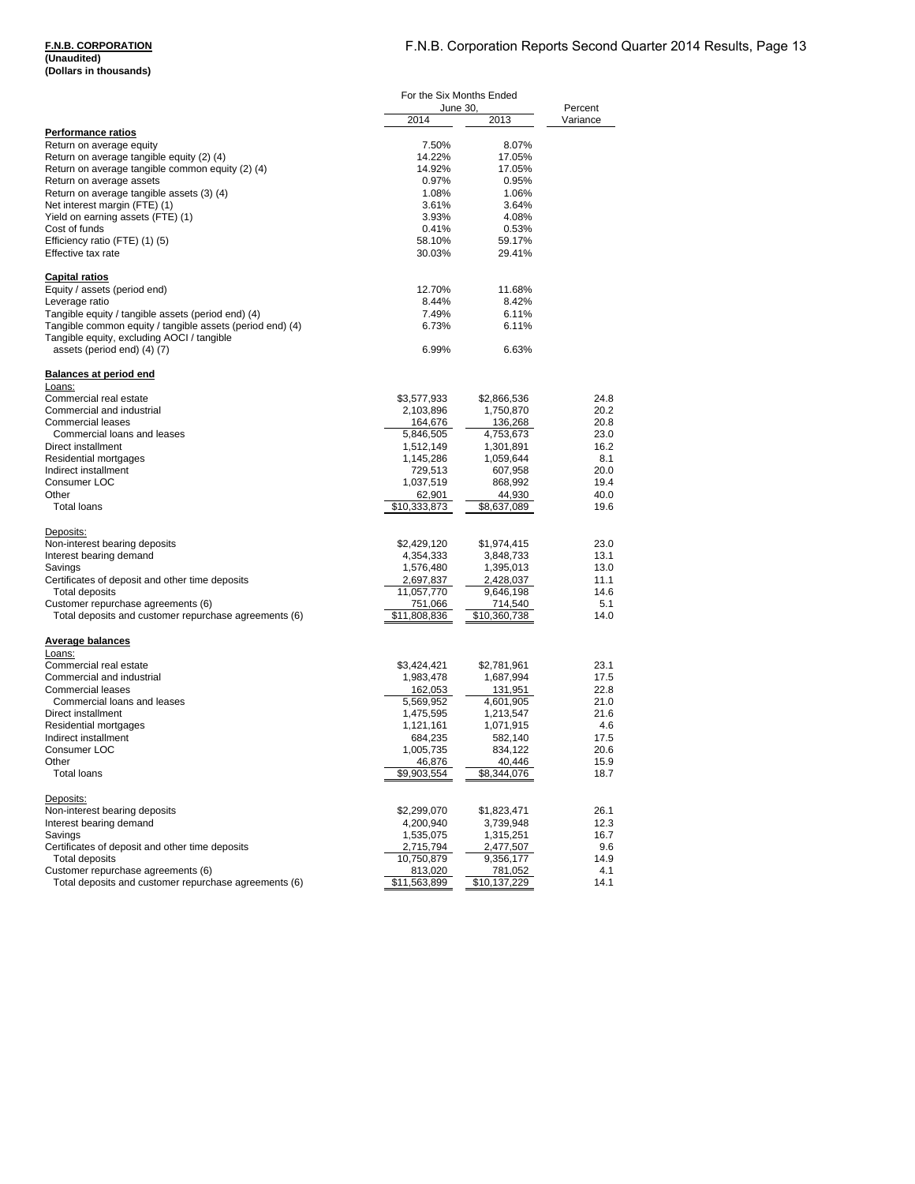**F.N.B. CORPORATION**
**(Unaudited)**
**(Dollars in thousands)**

| | For the Six Months Ended June 30, | | Percent |
|---|---|---|---|
| | 2014 | 2013 | Variance |
| **Performance ratios** | | | |
| Return on average equity | 7.50% | 8.07% | |
| Return on average tangible equity (2) (4) | 14.22% | 17.05% | |
| Return on average tangible common equity (2) (4) | 14.92% | 17.05% | |
| Return on average assets | 0.97% | 0.95% | |
| Return on average tangible assets (3) (4) | 1.08% | 1.06% | |
| Net interest margin (FTE) (1) | 3.61% | 3.64% | |
| Yield on earning assets (FTE) (1) | 3.93% | 4.08% | |
| Cost of funds | 0.41% | 0.53% | |
| Efficiency ratio (FTE) (1) (5) | 58.10% | 59.17% | |
| Effective tax rate | 30.03% | 29.41% | |
| **Capital ratios** | | | |
| Equity / assets (period end) | 12.70% | 11.68% | |
| Leverage ratio | 8.44% | 8.42% | |
| Tangible equity / tangible assets (period end) (4) | 7.49% | 6.11% | |
| Tangible common equity / tangible assets (period end) (4) | 6.73% | 6.11% | |
| Tangible equity, excluding AOCI / tangible assets (period end) (4) (7) | 6.99% | 6.63% | |
| **Balances at period end** | | | |
| Loans: | | | |
| Commercial real estate | $3,577,933 | $2,866,536 | 24.8 |
| Commercial and industrial | 2,103,896 | 1,750,870 | 20.2 |
| Commercial leases | 164,676 | 136,268 | 20.8 |
| Commercial loans and leases | 5,846,505 | 4,753,673 | 23.0 |
| Direct installment | 1,512,149 | 1,301,891 | 16.2 |
| Residential mortgages | 1,145,286 | 1,059,644 | 8.1 |
| Indirect installment | 729,513 | 607,958 | 20.0 |
| Consumer LOC | 1,037,519 | 868,992 | 19.4 |
| Other | 62,901 | 44,930 | 40.0 |
| Total loans | $10,333,873 | $8,637,089 | 19.6 |
| Deposits: | | | |
| Non-interest bearing deposits | $2,429,120 | $1,974,415 | 23.0 |
| Interest bearing demand | 4,354,333 | 3,848,733 | 13.1 |
| Savings | 1,576,480 | 1,395,013 | 13.0 |
| Certificates of deposit and other time deposits | 2,697,837 | 2,428,037 | 11.1 |
| Total deposits | 11,057,770 | 9,646,198 | 14.6 |
| Customer repurchase agreements (6) | 751,066 | 714,540 | 5.1 |
| Total deposits and customer repurchase agreements (6) | $11,808,836 | $10,360,738 | 14.0 |
| **Average balances** | | | |
| Loans: | | | |
| Commercial real estate | $3,424,421 | $2,781,961 | 23.1 |
| Commercial and industrial | 1,983,478 | 1,687,994 | 17.5 |
| Commercial leases | 162,053 | 131,951 | 22.8 |
| Commercial loans and leases | 5,569,952 | 4,601,905 | 21.0 |
| Direct installment | 1,475,595 | 1,213,547 | 21.6 |
| Residential mortgages | 1,121,161 | 1,071,915 | 4.6 |
| Indirect installment | 684,235 | 582,140 | 17.5 |
| Consumer LOC | 1,005,735 | 834,122 | 20.6 |
| Other | 46,876 | 40,446 | 15.9 |
| Total loans | $9,903,554 | $8,344,076 | 18.7 |
| Deposits: | | | |
| Non-interest bearing deposits | $2,299,070 | $1,823,471 | 26.1 |
| Interest bearing demand | 4,200,940 | 3,739,948 | 12.3 |
| Savings | 1,535,075 | 1,315,251 | 16.7 |
| Certificates of deposit and other time deposits | 2,715,794 | 2,477,507 | 9.6 |
| Total deposits | 10,750,879 | 9,356,177 | 14.9 |
| Customer repurchase agreements (6) | 813,020 | 781,052 | 4.1 |
| Total deposits and customer repurchase agreements (6) | $11,563,899 | $10,137,229 | 14.1 |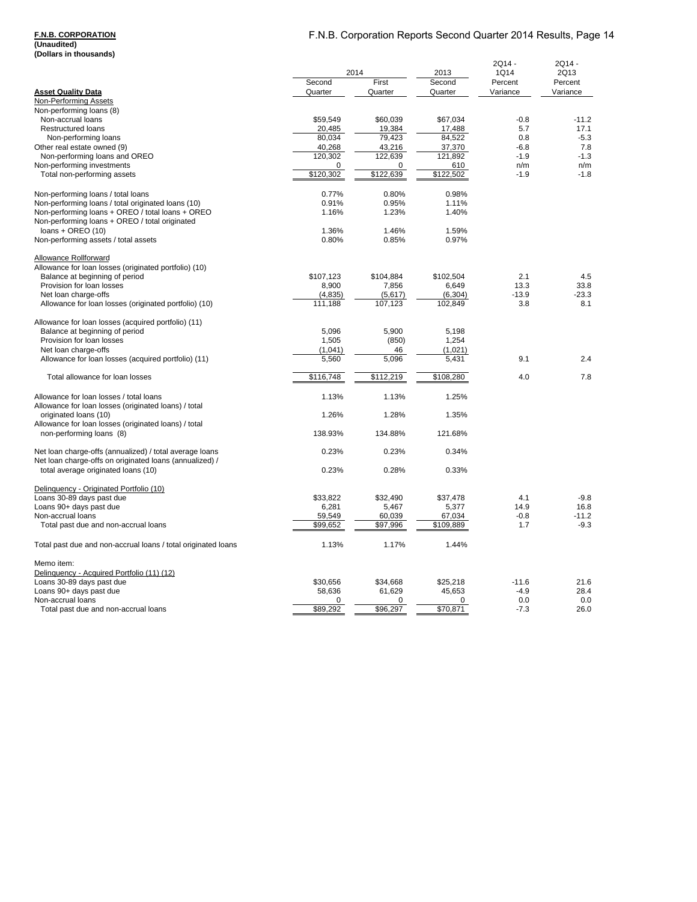**F.N.B. CORPORATION**
**(Unaudited)**
**(Dollars in thousands)**

| **Asset Quality Data** | 2014 Second Quarter | 2014 First Quarter | 2013 Second Quarter | 2Q14 - 1Q14 Percent Variance | 2Q14 - 2Q13 Percent Variance |
|---|---|---|---|---|---|
| Non-Performing Assets | | | | | |
| Non-performing loans (8) | | | | | |
| Non-accrual loans | $59,549 | $60,039 | $67,034 | -0.8 | -11.2 |
| Restructured loans | 20,485 | 19,384 | 17,488 | 5.7 | 17.1 |
| Non-performing loans | 80,034 | 79,423 | 84,522 | 0.8 | -5.3 |
| Other real estate owned (9) | 40,268 | 43,216 | 37,370 | -6.8 | 7.8 |
| Non-performing loans and OREO | 120,302 | 122,639 | 121,892 | -1.9 | -1.3 |
| Non-performing investments | 0 | 0 | 610 | n/m | n/m |
| Total non-performing assets | $120,302 | $122,639 | $122,502 | -1.9 | -1.8 |
| | | | | | |
| Non-performing loans / total loans | 0.77% | 0.80% | 0.98% | | |
| Non-performing loans / total originated loans (10) | 0.91% | 0.95% | 1.11% | | |
| Non-performing loans + OREO / total loans + OREO | 1.16% | 1.23% | 1.40% | | |
| Non-performing loans + OREO / total originated loans + OREO (10) | 1.36% | 1.46% | 1.59% | | |
| Non-performing assets / total assets | 0.80% | 0.85% | 0.97% | | |
| | | | | | |
| Allowance Rollforward | | | | | |
| Allowance for loan losses (originated portfolio) (10) | | | | | |
| Balance at beginning of period | $107,123 | $104,884 | $102,504 | 2.1 | 4.5 |
| Provision for loan losses | 8,900 | 7,856 | 6,649 | 13.3 | 33.8 |
| Net loan charge-offs | (4,835) | (5,617) | (6,304) | -13.9 | -23.3 |
| Allowance for loan losses (originated portfolio) (10) | 111,188 | 107,123 | 102,849 | 3.8 | 8.1 |
| | | | | | |
| Allowance for loan losses (acquired portfolio) (11) | | | | | |
| Balance at beginning of period | 5,096 | 5,900 | 5,198 | | |
| Provision for loan losses | 1,505 | (850) | 1,254 | | |
| Net loan charge-offs | (1,041) | 46 | (1,021) | | |
| Allowance for loan losses (acquired portfolio) (11) | 5,560 | 5,096 | 5,431 | 9.1 | 2.4 |
| | | | | | |
| Total allowance for loan losses | $116,748 | $112,219 | $108,280 | 4.0 | 7.8 |
| | | | | | |
| Allowance for loan losses / total loans | 1.13% | 1.13% | 1.25% | | |
| Allowance for loan losses (originated loans) / total originated loans (10) | 1.26% | 1.28% | 1.35% | | |
| Allowance for loan losses (originated loans) / total non-performing loans (8) | 138.93% | 134.88% | 121.68% | | |
| | | | | | |
| Net loan charge-offs (annualized) / total average loans | 0.23% | 0.23% | 0.34% | | |
| Net loan charge-offs on originated loans (annualized) / total average originated loans (10) | 0.23% | 0.28% | 0.33% | | |
| | | | | | |
| Delinquency - Originated Portfolio (10) | | | | | |
| Loans 30-89 days past due | $33,822 | $32,490 | $37,478 | 4.1 | -9.8 |
| Loans 90+ days past due | 6,281 | 5,467 | 5,377 | 14.9 | 16.8 |
| Non-accrual loans | 59,549 | 60,039 | 67,034 | -0.8 | -11.2 |
| Total past due and non-accrual loans | $99,652 | $97,996 | $109,889 | 1.7 | -9.3 |
| | | | | | |
| Total past due and non-accrual loans / total originated loans | 1.13% | 1.17% | 1.44% | | |
| | | | | | |
| Memo item: | | | | | |
| Delinquency - Acquired Portfolio (11) (12) | | | | | |
| Loans 30-89 days past due | $30,656 | $34,668 | $25,218 | -11.6 | 21.6 |
| Loans 90+ days past due | 58,636 | 61,629 | 45,653 | -4.9 | 28.4 |
| Non-accrual loans | 0 | 0 | 0 | 0.0 | 0.0 |
| Total past due and non-accrual loans | $89,292 | $96,297 | $70,871 | -7.3 | 26.0 |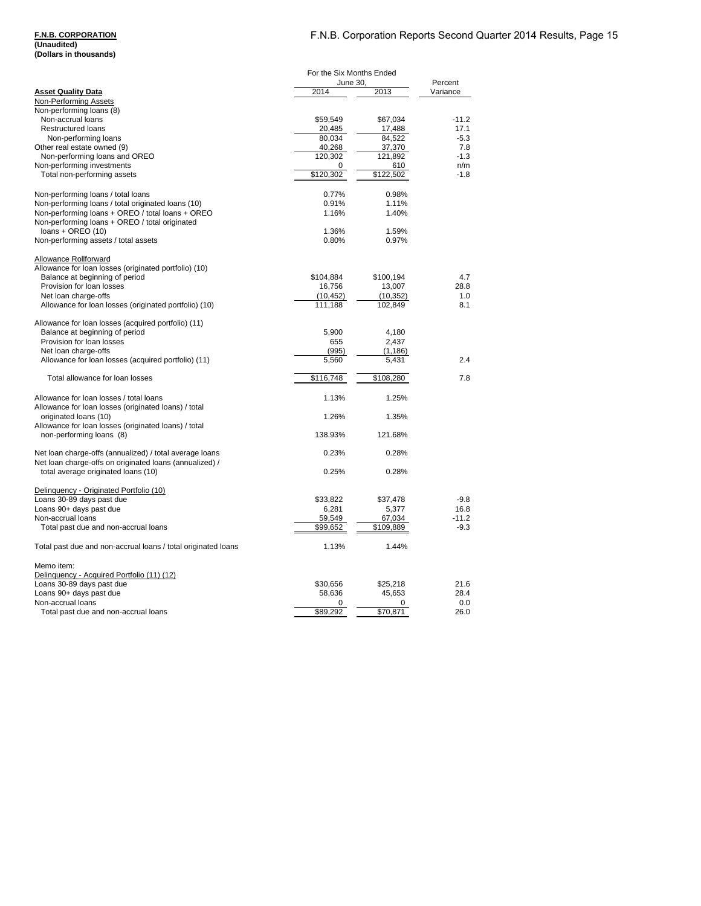**F.N.B. CORPORATION**
**(Unaudited)**
**(Dollars in thousands)**

| **Asset Quality Data** | For the Six Months Ended June 30, 2014 | 2013 | Percent Variance |
|---|---|---|---|
| Non-Performing Assets | | | |
| Non-performing loans (8) | | | |
| Non-accrual loans | $59,549 | $67,034 | -11.2 |
| Restructured loans | 20,485 | 17,488 | 17.1 |
| Non-performing loans | 80,034 | 84,522 | -5.3 |
| Other real estate owned (9) | 40,268 | 37,370 | 7.8 |
| Non-performing loans and OREO | 120,302 | 121,892 | -1.3 |
| Non-performing investments | 0 | 610 | n/m |
| Total non-performing assets | $120,302 | $122,502 | -1.8 |
| | | | |
| Non-performing loans / total loans | 0.77% | 0.98% | |
| Non-performing loans / total originated loans (10) | 0.91% | 1.11% | |
| Non-performing loans + OREO / total loans + OREO | 1.16% | 1.40% | |
| Non-performing loans + OREO / total originated loans + OREO (10) | 1.36% | 1.59% | |
| Non-performing assets / total assets | 0.80% | 0.97% | |
| | | | |
| Allowance Rollforward | | | |
| Allowance for loan losses (originated portfolio) (10) | | | |
| Balance at beginning of period | $104,884 | $100,194 | 4.7 |
| Provision for loan losses | 16,756 | 13,007 | 28.8 |
| Net loan charge-offs | (10,452) | (10,352) | 1.0 |
| Allowance for loan losses (originated portfolio) (10) | 111,188 | 102,849 | 8.1 |
| | | | |
| Allowance for loan losses (acquired portfolio) (11) | | | |
| Balance at beginning of period | 5,900 | 4,180 | |
| Provision for loan losses | 655 | 2,437 | |
| Net loan charge-offs | (995) | (1,186) | |
| Allowance for loan losses (acquired portfolio) (11) | 5,560 | 5,431 | 2.4 |
| | | | |
| Total allowance for loan losses | $116,748 | $108,280 | 7.8 |
| | | | |
| Allowance for loan losses / total loans | 1.13% | 1.25% | |
| Allowance for loan losses (originated loans) / total originated loans (10) | 1.26% | 1.35% | |
| Allowance for loan losses (originated loans) / total non-performing loans (8) | 138.93% | 121.68% | |
| | | | |
| Net loan charge-offs (annualized) / total average loans | 0.23% | 0.28% | |
| Net loan charge-offs on originated loans (annualized) / total average originated loans (10) | 0.25% | 0.28% | |
| | | | |
| Delinquency - Originated Portfolio (10) | | | |
| Loans 30-89 days past due | $33,822 | $37,478 | -9.8 |
| Loans 90+ days past due | 6,281 | 5,377 | 16.8 |
| Non-accrual loans | 59,549 | 67,034 | -11.2 |
| Total past due and non-accrual loans | $99,652 | $109,889 | -9.3 |
| | | | |
| Total past due and non-accrual loans / total originated loans | 1.13% | 1.44% | |
| | | | |
| Memo item: | | | |
| Delinquency - Acquired Portfolio (11) (12) | | | |
| Loans 30-89 days past due | $30,656 | $25,218 | 21.6 |
| Loans 90+ days past due | 58,636 | 45,653 | 28.4 |
| Non-accrual loans | 0 | 0 | 0.0 |
| Total past due and non-accrual loans | $89,292 | $70,871 | 26.0 |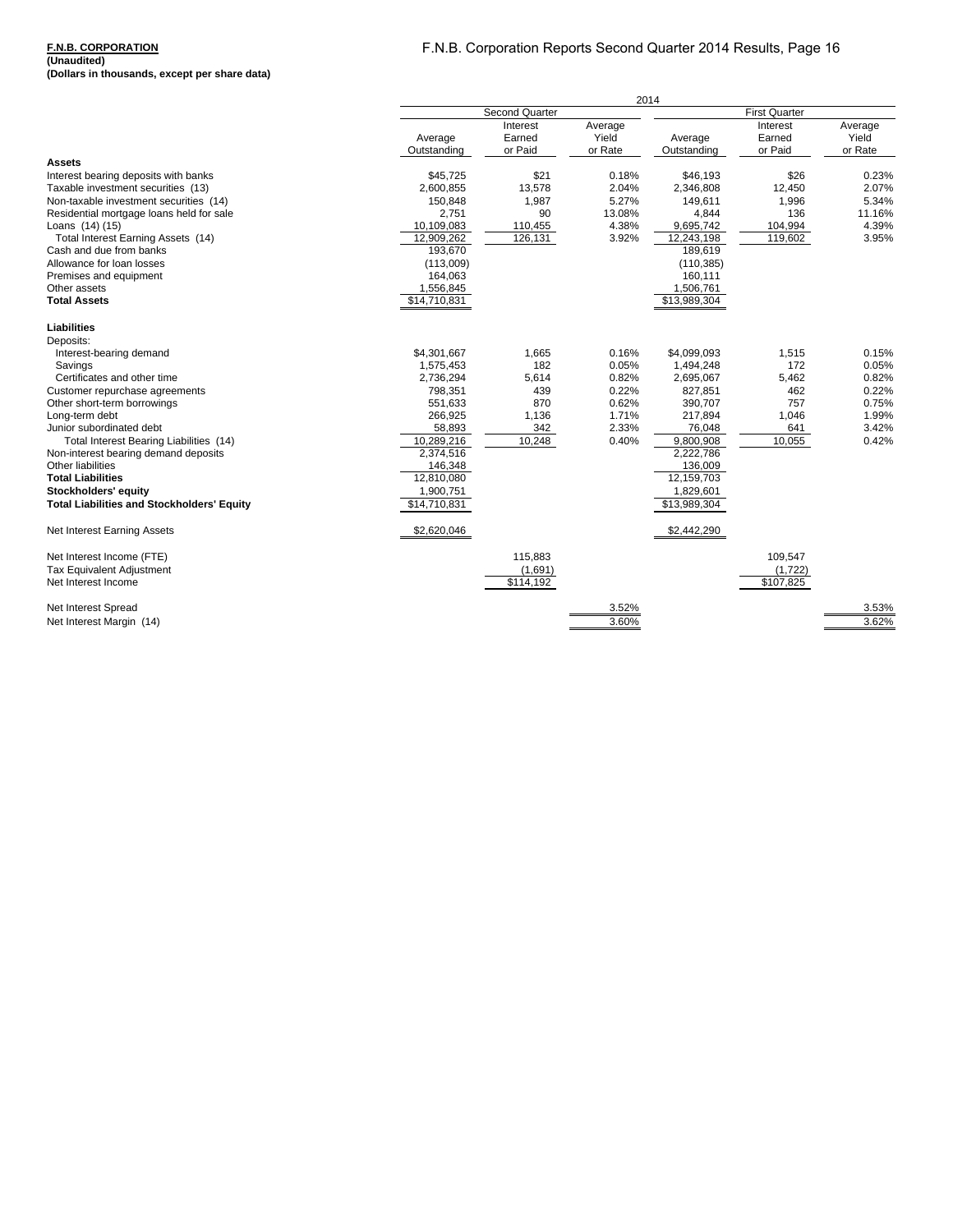**F.N.B. CORPORATION**
**(Unaudited)**
**(Dollars in thousands, except per share data)**

| | 2014 | | | | | |
|---|---|---|---|---|---|---|
| | Second Quarter | | | First Quarter | | |
| | Average Outstanding | Interest Earned or Paid | Average Yield or Rate | Average Outstanding | Interest Earned or Paid | Average Yield or Rate |
| **Assets** | | | | | | |
| Interest bearing deposits with banks | $45,725 | $21 | 0.18% | $46,193 | $26 | 0.23% |
| Taxable investment securities (13) | 2,600,855 | 13,578 | 2.04% | 2,346,808 | 12,450 | 2.07% |
| Non-taxable investment securities (14) | 150,848 | 1,987 | 5.27% | 149,611 | 1,996 | 5.34% |
| Residential mortgage loans held for sale | 2,751 | 90 | 13.08% | 4,844 | 136 | 11.16% |
| Loans (14) (15) | 10,109,083 | 110,455 | 4.38% | 9,695,742 | 104,994 | 4.39% |
| Total Interest Earning Assets (14) | 12,909,262 | 126,131 | 3.92% | 12,243,198 | 119,602 | 3.95% |
| Cash and due from banks | 193,670 | | | 189,619 | | |
| Allowance for loan losses | (113,009) | | | (110,385) | | |
| Premises and equipment | 164,063 | | | 160,111 | | |
| Other assets | 1,556,845 | | | 1,506,761 | | |
| **Total Assets** | $14,710,831 | | | $13,989,304 | | |
| **Liabilities** | | | | | | |
| Deposits: | | | | | | |
| Interest-bearing demand | $4,301,667 | 1,665 | 0.16% | $4,099,093 | 1,515 | 0.15% |
| Savings | 1,575,453 | 182 | 0.05% | 1,494,248 | 172 | 0.05% |
| Certificates and other time | 2,736,294 | 5,614 | 0.82% | 2,695,067 | 5,462 | 0.82% |
| Customer repurchase agreements | 798,351 | 439 | 0.22% | 827,851 | 462 | 0.22% |
| Other short-term borrowings | 551,633 | 870 | 0.62% | 390,707 | 757 | 0.75% |
| Long-term debt | 266,925 | 1,136 | 1.71% | 217,894 | 1,046 | 1.99% |
| Junior subordinated debt | 58,893 | 342 | 2.33% | 76,048 | 641 | 3.42% |
| Total Interest Bearing Liabilities (14) | 10,289,216 | 10,248 | 0.40% | 9,800,908 | 10,055 | 0.42% |
| Non-interest bearing demand deposits | 2,374,516 | | | 2,222,786 | | |
| Other liabilities | 146,348 | | | 136,009 | | |
| **Total Liabilities** | 12,810,080 | | | 12,159,703 | | |
| **Stockholders' equity** | 1,900,751 | | | 1,829,601 | | |
| **Total Liabilities and Stockholders' Equity** | $14,710,831 | | | $13,989,304 | | |
| Net Interest Earning Assets | $2,620,046 | | | $2,442,290 | | |
| Net Interest Income (FTE) | | 115,883 | | | 109,547 | |
| Tax Equivalent Adjustment | | (1,691) | | | (1,722) | |
| Net Interest Income | | $114,192 | | | $107,825 | |
| Net Interest Spread | | | 3.52% | | | 3.53% |
| Net Interest Margin (14) | | | 3.60% | | | 3.62% |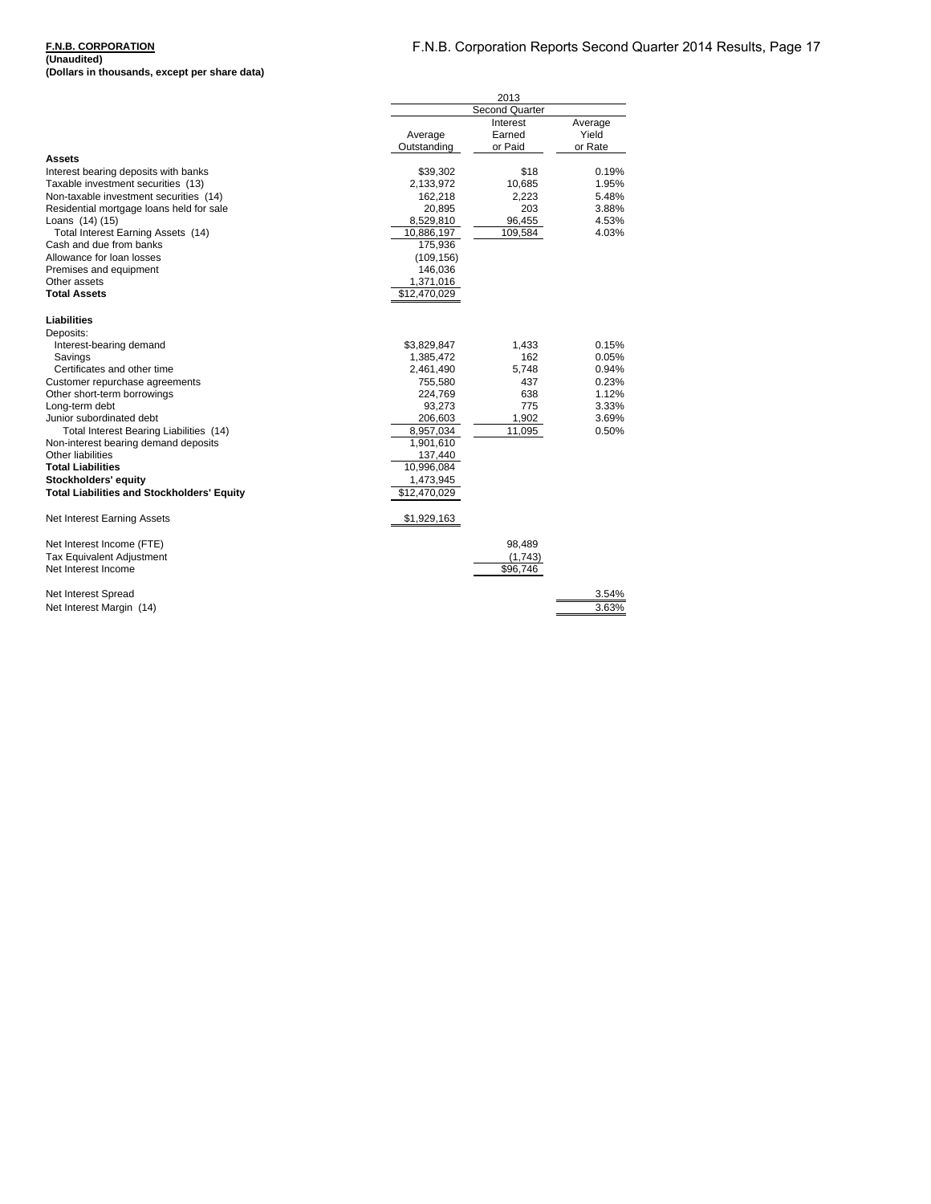**F.N.B. CORPORATION**
**(Unaudited)**
**(Dollars in thousands, except per share data)**

| | 2013 | | |
|---|---|---|---|
| | Second Quarter | | |
| | Average Outstanding | Interest Earned or Paid | Average Yield or Rate |
| **Assets** | | | |
| Interest bearing deposits with banks | $39,302 | $18 | 0.19% |
| Taxable investment securities (13) | 2,133,972 | 10,685 | 1.95% |
| Non-taxable investment securities (14) | 162,218 | 2,223 | 5.48% |
| Residential mortgage loans held for sale | 20,895 | 203 | 3.88% |
| Loans (14) (15) | 8,529,810 | 96,455 | 4.53% |
| Total Interest Earning Assets (14) | 10,886,197 | 109,584 | 4.03% |
| Cash and due from banks | 175,936 | | |
| Allowance for loan losses | (109,156) | | |
| Premises and equipment | 146,036 | | |
| Other assets | 1,371,016 | | |
| **Total Assets** | $12,470,029 | | |
| **Liabilities** | | | |
| Deposits: | | | |
| Interest-bearing demand | $3,829,847 | 1,433 | 0.15% |
| Savings | 1,385,472 | 162 | 0.05% |
| Certificates and other time | 2,461,490 | 5,748 | 0.94% |
| Customer repurchase agreements | 755,580 | 437 | 0.23% |
| Other short-term borrowings | 224,769 | 638 | 1.12% |
| Long-term debt | 93,273 | 775 | 3.33% |
| Junior subordinated debt | 206,603 | 1,902 | 3.69% |
| Total Interest Bearing Liabilities (14) | 8,957,034 | 11,095 | 0.50% |
| Non-interest bearing demand deposits | 1,901,610 | | |
| Other liabilities | 137,440 | | |
| **Total Liabilities** | 10,996,084 | | |
| **Stockholders' equity** | 1,473,945 | | |
| **Total Liabilities and Stockholders' Equity** | $12,470,029 | | |
| Net Interest Earning Assets | $1,929,163 | | |
| Net Interest Income (FTE) | | 98,489 | |
| Tax Equivalent Adjustment | | (1,743) | |
| Net Interest Income | | $96,746 | |
| Net Interest Spread | | | 3.54% |
| Net Interest Margin (14) | | | 3.63% |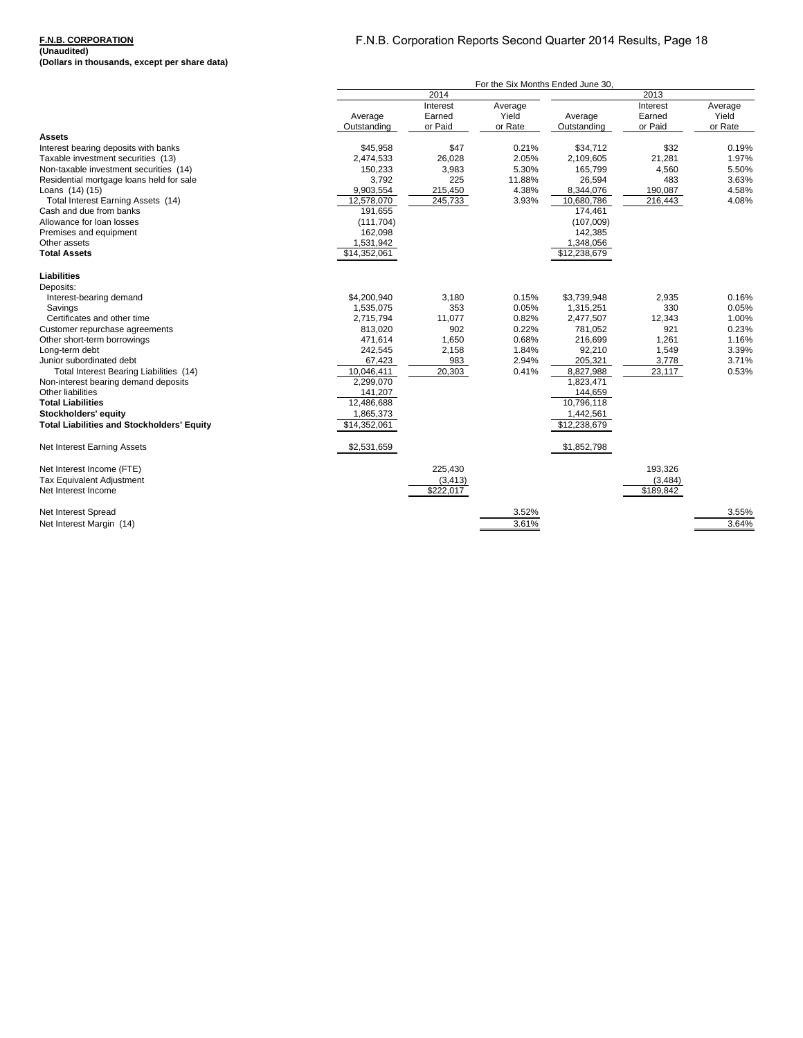**F.N.B. CORPORATION**
**(Unaudited)**
**(Dollars in thousands, except per share data)**

| | For the Six Months Ended June 30, | | | | | |
|---|---|---|---|---|---|---|
| | 2014 | | | 2013 | | |
| | Average Outstanding | Interest Earned or Paid | Average Yield or Rate | Average Outstanding | Interest Earned or Paid | Average Yield or Rate |
| **Assets** | | | | | | |
| Interest bearing deposits with banks | $45,958 | $47 | 0.21% | $34,712 | $32 | 0.19% |
| Taxable investment securities (13) | 2,474,533 | 26,028 | 2.05% | 2,109,605 | 21,281 | 1.97% |
| Non-taxable investment securities (14) | 150,233 | 3,983 | 5.30% | 165,799 | 4,560 | 5.50% |
| Residential mortgage loans held for sale | 3,792 | 225 | 11.88% | 26,594 | 483 | 3.63% |
| Loans (14) (15) | 9,903,554 | 215,450 | 4.38% | 8,344,076 | 190,087 | 4.58% |
| Total Interest Earning Assets (14) | 12,578,070 | 245,733 | 3.93% | 10,680,786 | 216,443 | 4.08% |
| Cash and due from banks | 191,655 | | | 174,461 | | |
| Allowance for loan losses | (111,704) | | | (107,009) | | |
| Premises and equipment | 162,098 | | | 142,385 | | |
| Other assets | 1,531,942 | | | 1,348,056 | | |
| **Total Assets** | $14,352,061 | | | $12,238,679 | | |
| **Liabilities** | | | | | | |
| Deposits: | | | | | | |
| Interest-bearing demand | $4,200,940 | 3,180 | 0.15% | $3,739,948 | 2,935 | 0.16% |
| Savings | 1,535,075 | 353 | 0.05% | 1,315,251 | 330 | 0.05% |
| Certificates and other time | 2,715,794 | 11,077 | 0.82% | 2,477,507 | 12,343 | 1.00% |
| Customer repurchase agreements | 813,020 | 902 | 0.22% | 781,052 | 921 | 0.23% |
| Other short-term borrowings | 471,614 | 1,650 | 0.68% | 216,699 | 1,261 | 1.16% |
| Long-term debt | 242,545 | 2,158 | 1.84% | 92,210 | 1,549 | 3.39% |
| Junior subordinated debt | 67,423 | 983 | 2.94% | 205,321 | 3,778 | 3.71% |
| Total Interest Bearing Liabilities (14) | 10,046,411 | 20,303 | 0.41% | 8,827,988 | 23,117 | 0.53% |
| Non-interest bearing demand deposits | 2,299,070 | | | 1,823,471 | | |
| Other liabilities | 141,207 | | | 144,659 | | |
| **Total Liabilities** | 12,486,688 | | | 10,796,118 | | |
| **Stockholders' equity** | 1,865,373 | | | 1,442,561 | | |
| **Total Liabilities and Stockholders' Equity** | $14,352,061 | | | $12,238,679 | | |
| Net Interest Earning Assets | $2,531,659 | | | $1,852,798 | | |
| Net Interest Income (FTE) | | 225,430 | | | 193,326 | |
| Tax Equivalent Adjustment | | (3,413) | | | (3,484) | |
| Net Interest Income | | $222,017 | | | $189,842 | |
| Net Interest Spread | | | 3.52% | | | 3.55% |
| Net Interest Margin (14) | | | 3.61% | | | 3.64% |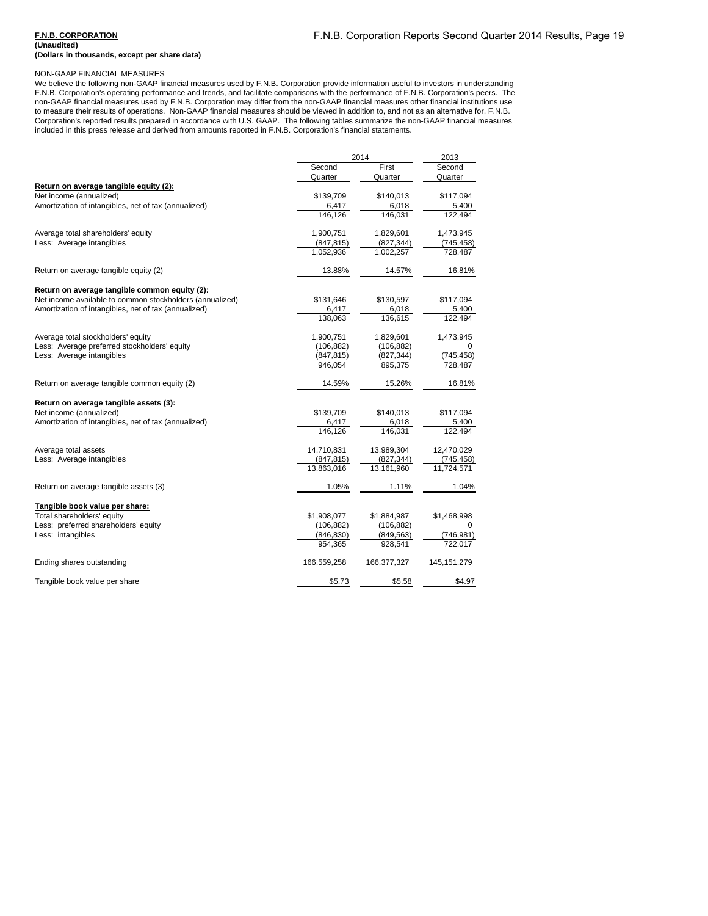**F.N.B. CORPORATION**
**(Unaudited)**
**(Dollars in thousands, except per share data)**

NON-GAAP FINANCIAL MEASURES

We believe the following non-GAAP financial measures used by F.N.B. Corporation provide information useful to investors in understanding F.N.B. Corporation's operating performance and trends, and facilitate comparisons with the performance of F.N.B. Corporation's peers. The non-GAAP financial measures used by F.N.B. Corporation may differ from the non-GAAP financial measures other financial institutions use to measure their results of operations. Non-GAAP financial measures should be viewed in addition to, and not as an alternative for, F.N.B. Corporation's reported results prepared in accordance with U.S. GAAP. The following tables summarize the non-GAAP financial measures included in this press release and derived from amounts reported in F.N.B. Corporation's financial statements.

| | 2014 | | 2013 |
|---|---|---|---|
| | Second Quarter | First Quarter | Second Quarter |
| **Return on average tangible equity (2):** | | | |
| Net income (annualized) | $139,709 | $140,013 | $117,094 |
| Amortization of intangibles, net of tax (annualized) | 6,417 | 6,018 | 5,400 |
| | 146,126 | 146,031 | 122,494 |
| Average total shareholders' equity | 1,900,751 | 1,829,601 | 1,473,945 |
| Less: Average intangibles | (847,815) | (827,344) | (745,458) |
| | 1,052,936 | 1,002,257 | 728,487 |
| Return on average tangible equity (2) | 13.88% | 14.57% | 16.81% |
| **Return on average tangible common equity (2):** | | | |
| Net income available to common stockholders (annualized) | $131,646 | $130,597 | $117,094 |
| Amortization of intangibles, net of tax (annualized) | 6,417 | 6,018 | 5,400 |
| | 138,063 | 136,615 | 122,494 |
| Average total stockholders' equity | 1,900,751 | 1,829,601 | 1,473,945 |
| Less: Average preferred stockholders' equity | (106,882) | (106,882) | 0 |
| Less: Average intangibles | (847,815) | (827,344) | (745,458) |
| | 946,054 | 895,375 | 728,487 |
| Return on average tangible common equity (2) | 14.59% | 15.26% | 16.81% |
| **Return on average tangible assets (3):** | | | |
| Net income (annualized) | $139,709 | $140,013 | $117,094 |
| Amortization of intangibles, net of tax (annualized) | 6,417 | 6,018 | 5,400 |
| | 146,126 | 146,031 | 122,494 |
| Average total assets | 14,710,831 | 13,989,304 | 12,470,029 |
| Less: Average intangibles | (847,815) | (827,344) | (745,458) |
| | 13,863,016 | 13,161,960 | 11,724,571 |
| Return on average tangible assets (3) | 1.05% | 1.11% | 1.04% |
| **Tangible book value per share:** | | | |
| Total shareholders' equity | $1,908,077 | $1,884,987 | $1,468,998 |
| Less: preferred shareholders' equity | (106,882) | (106,882) | 0 |
| Less: intangibles | (846,830) | (849,563) | (746,981) |
| | 954,365 | 928,541 | 722,017 |
| Ending shares outstanding | 166,559,258 | 166,377,327 | 145,151,279 |
| Tangible book value per share | $5.73 | $5.58 | $4.97 |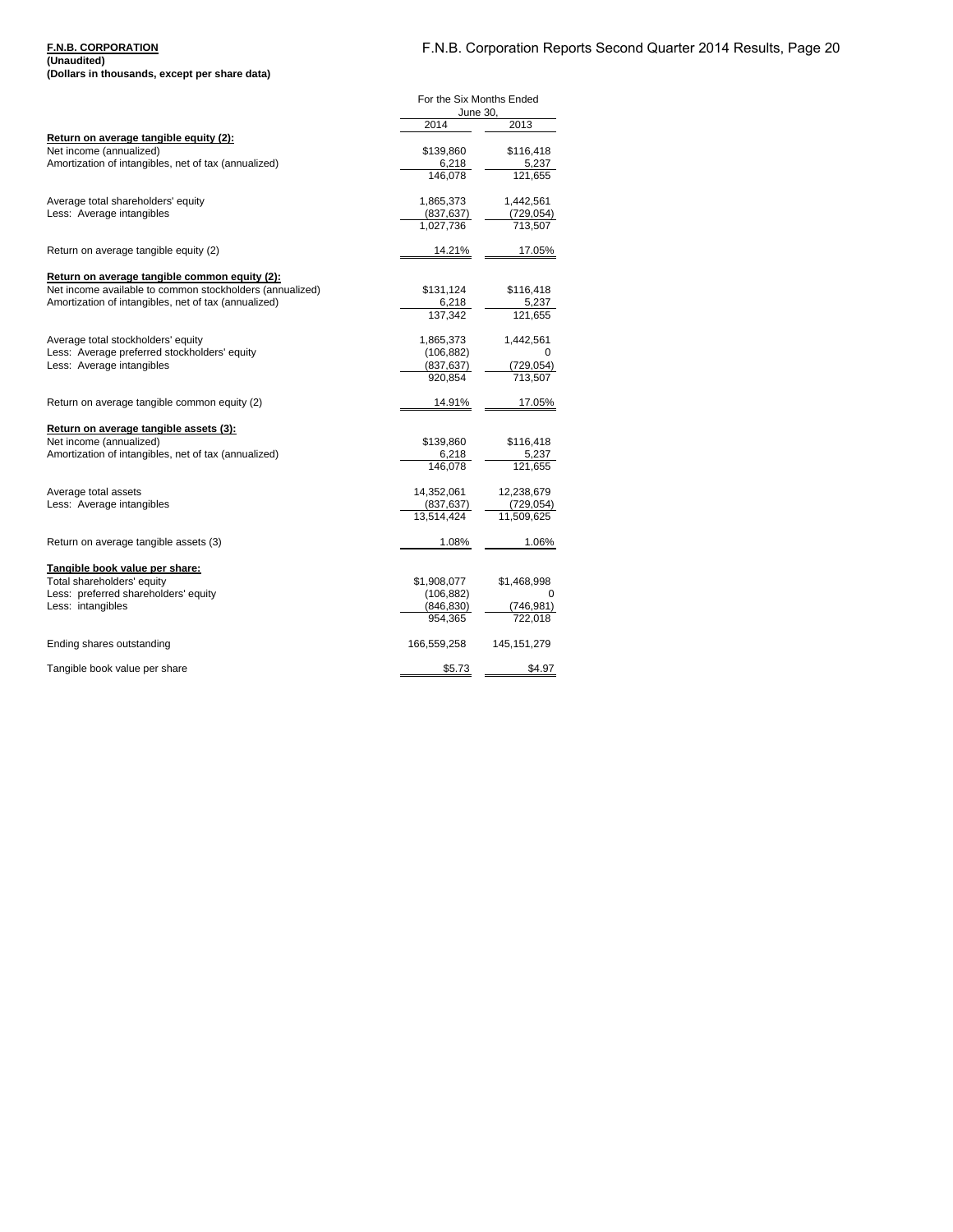**F.N.B. CORPORATION**
**(Unaudited)**
**(Dollars in thousands, except per share data)**

| | For the Six Months Ended June 30, | |
|---|---|---|
| | 2014 | 2013 |
| **Return on average tangible equity (2):** | | |
| Net income (annualized) | $139,860 | $116,418 |
| Amortization of intangibles, net of tax (annualized) | 6,218 | 5,237 |
| | 146,078 | 121,655 |
| | | |
| Average total shareholders' equity | 1,865,373 | 1,442,561 |
| Less: Average intangibles | (837,637) | (729,054) |
| | 1,027,736 | 713,507 |
| | | |
| Return on average tangible equity (2) | 14.21% | 17.05% |
| | | |
| **Return on average tangible common equity (2):** | | |
| Net income available to common stockholders (annualized) | $131,124 | $116,418 |
| Amortization of intangibles, net of tax (annualized) | 6,218 | 5,237 |
| | 137,342 | 121,655 |
| | | |
| Average total stockholders' equity | 1,865,373 | 1,442,561 |
| Less: Average preferred stockholders' equity | (106,882) | 0 |
| Less: Average intangibles | (837,637) | (729,054) |
| | 920,854 | 713,507 |
| | | |
| Return on average tangible common equity (2) | 14.91% | 17.05% |
| | | |
| **Return on average tangible assets (3):** | | |
| Net income (annualized) | $139,860 | $116,418 |
| Amortization of intangibles, net of tax (annualized) | 6,218 | 5,237 |
| | 146,078 | 121,655 |
| | | |
| Average total assets | 14,352,061 | 12,238,679 |
| Less: Average intangibles | (837,637) | (729,054) |
| | 13,514,424 | 11,509,625 |
| | | |
| Return on average tangible assets (3) | 1.08% | 1.06% |
| | | |
| **Tangible book value per share:** | | |
| Total shareholders' equity | $1,908,077 | $1,468,998 |
| Less: preferred shareholders' equity | (106,882) | 0 |
| Less: intangibles | (846,830) | (746,981) |
| | 954,365 | 722,018 |
| | | |
| Ending shares outstanding | 166,559,258 | 145,151,279 |
| | | |
| Tangible book value per share | $5.73 | $4.97 |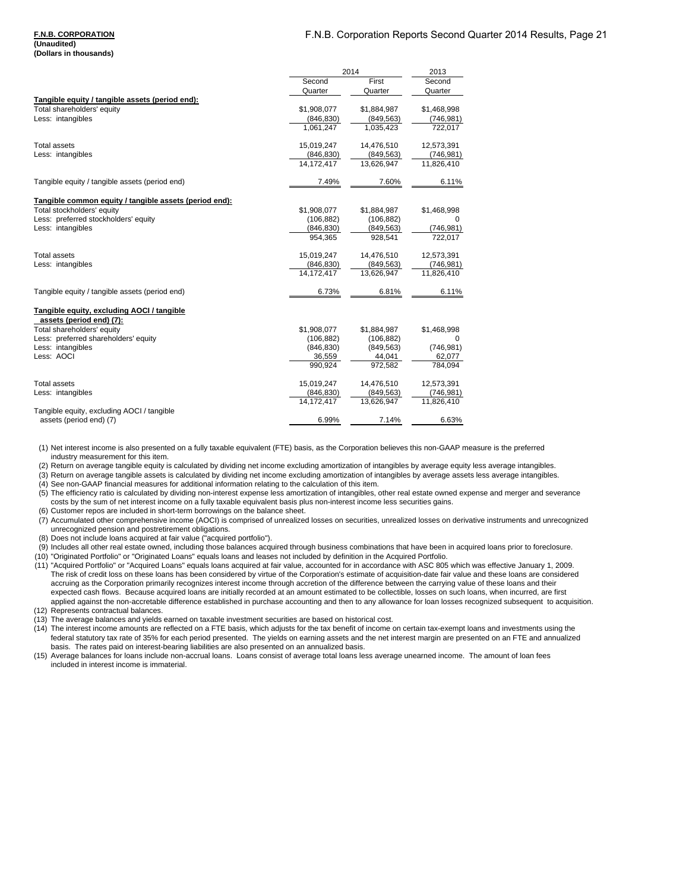**F.N.B. CORPORATION**
**(Unaudited)**
**(Dollars in thousands)**

| | 2014 Second Quarter | 2014 First Quarter | 2013 Second Quarter |
|---|---|---|---|
| **Tangible equity / tangible assets (period end):** | | | |
| Total shareholders' equity | $1,908,077 | $1,884,987 | $1,468,998 |
| Less: intangibles | (846,830) | (849,563) | (746,981) |
| | 1,061,247 | 1,035,423 | 722,017 |
| Total assets | 15,019,247 | 14,476,510 | 12,573,391 |
| Less: intangibles | (846,830) | (849,563) | (746,981) |
| | 14,172,417 | 13,626,947 | 11,826,410 |
| Tangible equity / tangible assets (period end) | 7.49% | 7.60% | 6.11% |
| **Tangible common equity / tangible assets (period end):** | | | |
| Total stockholders' equity | $1,908,077 | $1,884,987 | $1,468,998 |
| Less: preferred stockholders' equity | (106,882) | (106,882) | 0 |
| Less: intangibles | (846,830) | (849,563) | (746,981) |
| | 954,365 | 928,541 | 722,017 |
| Total assets | 15,019,247 | 14,476,510 | 12,573,391 |
| Less: intangibles | (846,830) | (849,563) | (746,981) |
| | 14,172,417 | 13,626,947 | 11,826,410 |
| Tangible equity / tangible assets (period end) | 6.73% | 6.81% | 6.11% |
| **Tangible equity, excluding AOCI / tangible assets (period end) (7):** | | | |
| Total shareholders' equity | $1,908,077 | $1,884,987 | $1,468,998 |
| Less: preferred shareholders' equity | (106,882) | (106,882) | 0 |
| Less: intangibles | (846,830) | (849,563) | (746,981) |
| Less: AOCI | 36,559 | 44,041 | 62,077 |
| | 990,924 | 972,582 | 784,094 |
| Total assets | 15,019,247 | 14,476,510 | 12,573,391 |
| Less: intangibles | (846,830) | (849,563) | (746,981) |
| | 14,172,417 | 13,626,947 | 11,826,410 |
| Tangible equity, excluding AOCI / tangible assets (period end) (7) | 6.99% | 7.14% | 6.63% |

(1) Net interest income is also presented on a fully taxable equivalent (FTE) basis, as the Corporation believes this non-GAAP measure is the preferred industry measurement for this item.

(2) Return on average tangible equity is calculated by dividing net income excluding amortization of intangibles by average equity less average intangibles.

(3) Return on average tangible assets is calculated by dividing net income excluding amortization of intangibles by average assets less average intangibles.

(4) See non-GAAP financial measures for additional information relating to the calculation of this item.

(5) The efficiency ratio is calculated by dividing non-interest expense less amortization of intangibles, other real estate owned expense and merger and severance costs by the sum of net interest income on a fully taxable equivalent basis plus non-interest income less securities gains.

(6) Customer repos are included in short-term borrowings on the balance sheet.

(7) Accumulated other comprehensive income (AOCI) is comprised of unrealized losses on securities, unrealized losses on derivative instruments and unrecognized unrecognized pension and postretirement obligations.

(8) Does not include loans acquired at fair value ("acquired portfolio").

(9) Includes all other real estate owned, including those balances acquired through business combinations that have been in acquired loans prior to foreclosure.

(10) "Originated Portfolio" or "Originated Loans" equals loans and leases not included by definition in the Acquired Portfolio.

(11) "Acquired Portfolio" or "Acquired Loans" equals loans acquired at fair value, accounted for in accordance with ASC 805 which was effective January 1, 2009. The risk of credit loss on these loans has been considered by virtue of the Corporation's estimate of acquisition-date fair value and these loans are considered accruing as the Corporation primarily recognizes interest income through accretion of the difference between the carrying value of these loans and their expected cash flows. Because acquired loans are initially recorded at an amount estimated to be collectible, losses on such loans, when incurred, are first applied against the non-accretable difference established in purchase accounting and then to any allowance for loan losses recognized subsequent to acquisition.

(12) Represents contractual balances.

(13) The average balances and yields earned on taxable investment securities are based on historical cost.

(14) The interest income amounts are reflected on a FTE basis, which adjusts for the tax benefit of income on certain tax-exempt loans and investments using the federal statutory tax rate of 35% for each period presented. The yields on earning assets and the net interest margin are presented on an FTE and annualized basis. The rates paid on interest-bearing liabilities are also presented on an annualized basis.

(15) Average balances for loans include non-accrual loans. Loans consist of average total loans less average unearned income. The amount of loan fees included in interest income is immaterial.